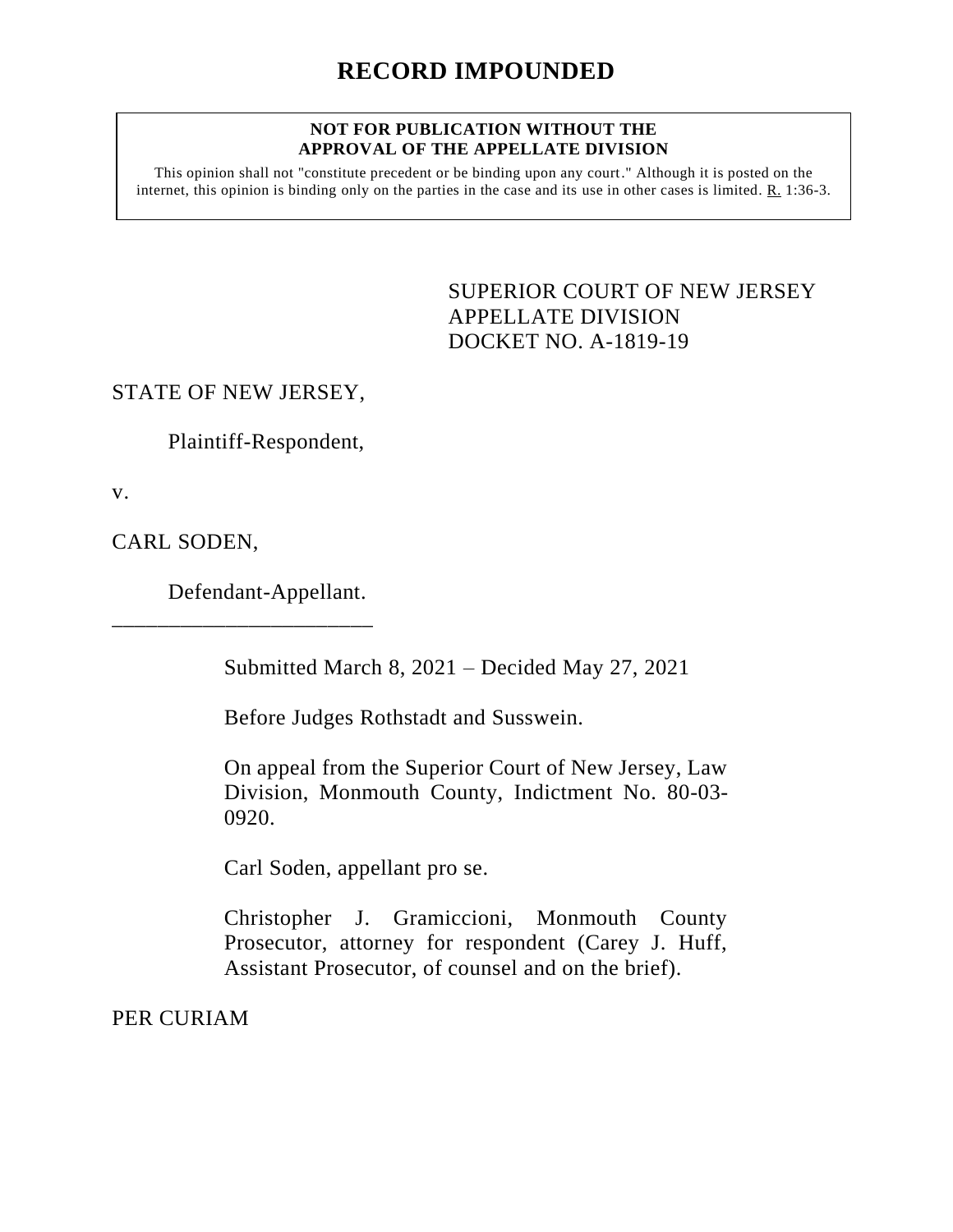# RECORD IMPOUNDED

**NOT FOR PUBLICATION WITHOUT THE APPROVAL OF THE APPELLATE DIVISION**

This opinion shall not "constitute precedent or be binding upon any court." Although it is posted on the internet, this opinion is binding only on the parties in the case and its use in other cases is limited. R. 1:36-3.

SUPERIOR COURT OF NEW JERSEY
APPELLATE DIVISION
DOCKET NO. A-1819-19

STATE OF NEW JERSEY,

Plaintiff-Respondent,

v.

CARL SODEN,

Defendant-Appellant.

Submitted March 8, 2021 – Decided May 27, 2021

Before Judges Rothstadt and Susswein.

On appeal from the Superior Court of New Jersey, Law Division, Monmouth County, Indictment No. 80-03-0920.

Carl Soden, appellant pro se.

Christopher J. Gramiccioni, Monmouth County Prosecutor, attorney for respondent (Carey J. Huff, Assistant Prosecutor, of counsel and on the brief).

PER CURIAM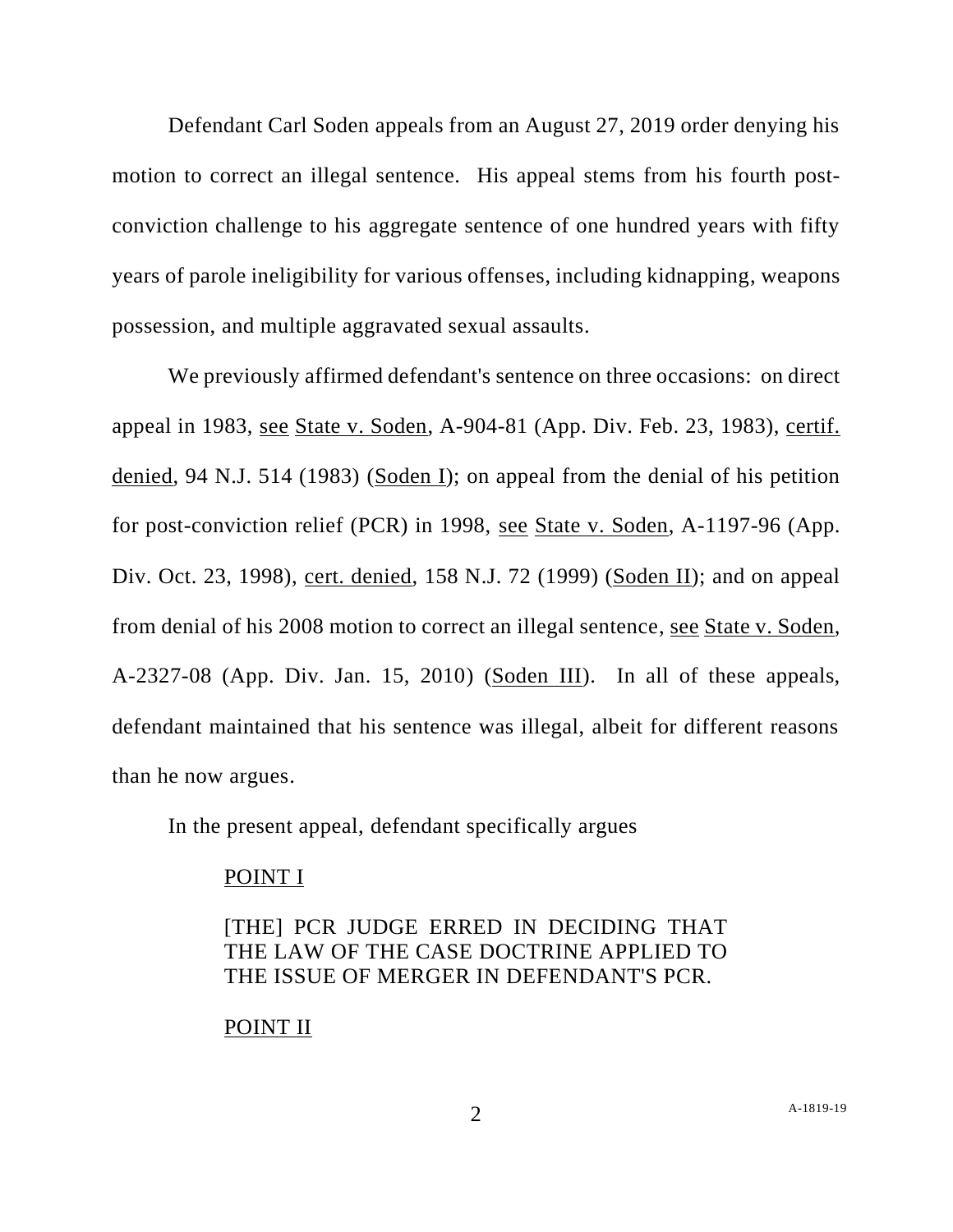Defendant Carl Soden appeals from an August 27, 2019 order denying his motion to correct an illegal sentence. His appeal stems from his fourth post-conviction challenge to his aggregate sentence of one hundred years with fifty years of parole ineligibility for various offenses, including kidnapping, weapons possession, and multiple aggravated sexual assaults.

We previously affirmed defendant's sentence on three occasions: on direct appeal in 1983, see State v. Soden, A-904-81 (App. Div. Feb. 23, 1983), certif. denied, 94 N.J. 514 (1983) (Soden I); on appeal from the denial of his petition for post-conviction relief (PCR) in 1998, see State v. Soden, A-1197-96 (App. Div. Oct. 23, 1998), cert. denied, 158 N.J. 72 (1999) (Soden II); and on appeal from denial of his 2008 motion to correct an illegal sentence, see State v. Soden, A-2327-08 (App. Div. Jan. 15, 2010) (Soden III). In all of these appeals, defendant maintained that his sentence was illegal, albeit for different reasons than he now argues.

In the present appeal, defendant specifically argues

> POINT I
>
> [THE] PCR JUDGE ERRED IN DECIDING THAT THE LAW OF THE CASE DOCTRINE APPLIED TO THE ISSUE OF MERGER IN DEFENDANT'S PCR.
>
> POINT II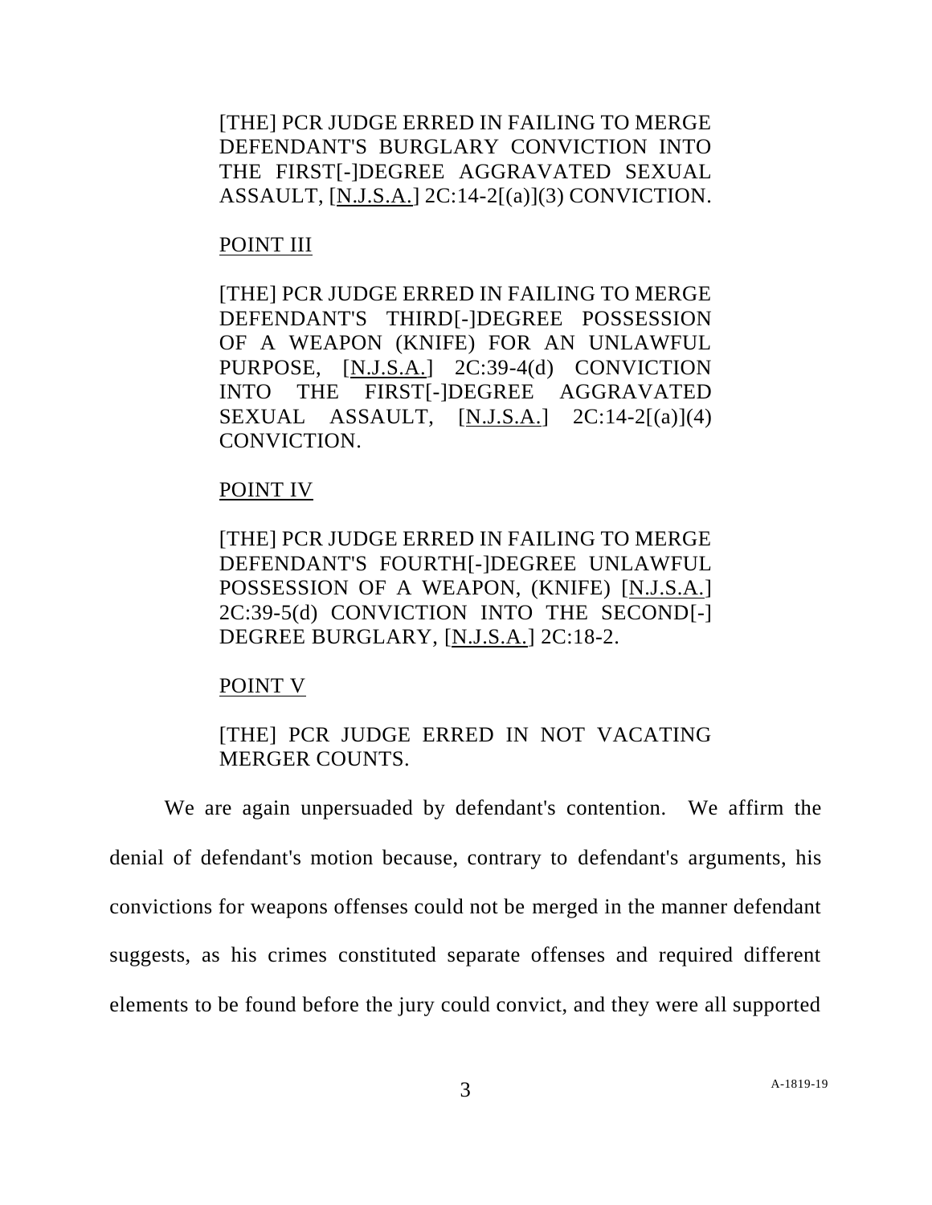[THE] PCR JUDGE ERRED IN FAILING TO MERGE DEFENDANT'S BURGLARY CONVICTION INTO THE FIRST[-]DEGREE AGGRAVATED SEXUAL ASSAULT, [N.J.S.A.] 2C:14-2[(a)](3) CONVICTION.

POINT III

[THE] PCR JUDGE ERRED IN FAILING TO MERGE DEFENDANT'S THIRD[-]DEGREE POSSESSION OF A WEAPON (KNIFE) FOR AN UNLAWFUL PURPOSE, [N.J.S.A.] 2C:39-4(d) CONVICTION INTO THE FIRST[-]DEGREE AGGRAVATED SEXUAL ASSAULT, [N.J.S.A.] 2C:14-2[(a)](4) CONVICTION.

POINT IV

[THE] PCR JUDGE ERRED IN FAILING TO MERGE DEFENDANT'S FOURTH[-]DEGREE UNLAWFUL POSSESSION OF A WEAPON, (KNIFE) [N.J.S.A.] 2C:39-5(d) CONVICTION INTO THE SECOND[-] DEGREE BURGLARY, [N.J.S.A.] 2C:18-2.

POINT V

[THE] PCR JUDGE ERRED IN NOT VACATING MERGER COUNTS.

We are again unpersuaded by defendant's contention. We affirm the denial of defendant's motion because, contrary to defendant's arguments, his convictions for weapons offenses could not be merged in the manner defendant suggests, as his crimes constituted separate offenses and required different elements to be found before the jury could convict, and they were all supported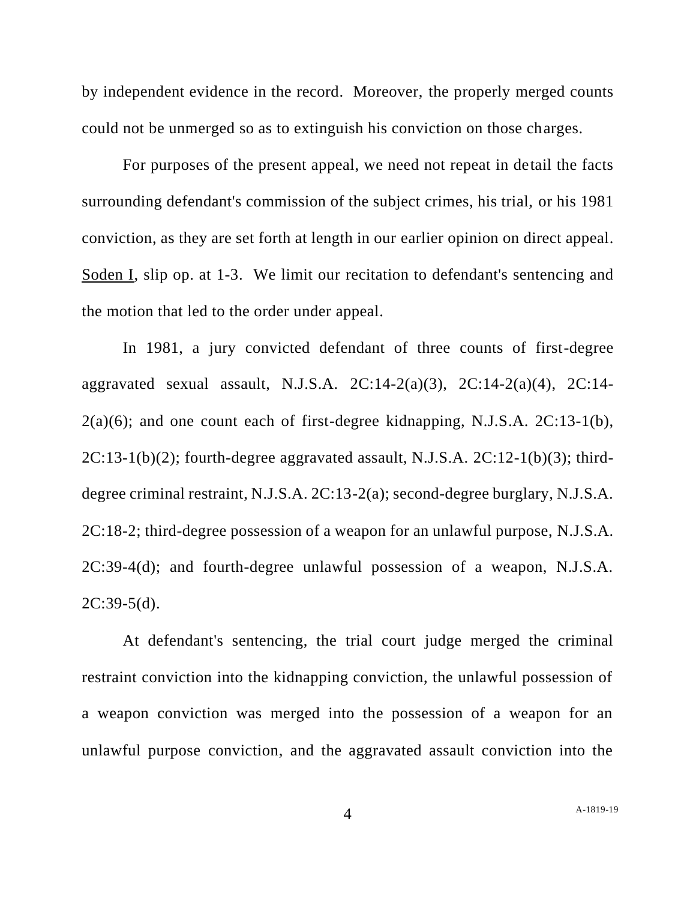by independent evidence in the record. Moreover, the properly merged counts could not be unmerged so as to extinguish his conviction on those charges.

For purposes of the present appeal, we need not repeat in detail the facts surrounding defendant's commission of the subject crimes, his trial, or his 1981 conviction, as they are set forth at length in our earlier opinion on direct appeal. Soden I, slip op. at 1-3. We limit our recitation to defendant's sentencing and the motion that led to the order under appeal.

In 1981, a jury convicted defendant of three counts of first-degree aggravated sexual assault, N.J.S.A. 2C:14-2(a)(3), 2C:14-2(a)(4), 2C:14-2(a)(6); and one count each of first-degree kidnapping, N.J.S.A. 2C:13-1(b), 2C:13-1(b)(2); fourth-degree aggravated assault, N.J.S.A. 2C:12-1(b)(3); third-degree criminal restraint, N.J.S.A. 2C:13-2(a); second-degree burglary, N.J.S.A. 2C:18-2; third-degree possession of a weapon for an unlawful purpose, N.J.S.A. 2C:39-4(d); and fourth-degree unlawful possession of a weapon, N.J.S.A. 2C:39-5(d).

At defendant's sentencing, the trial court judge merged the criminal restraint conviction into the kidnapping conviction, the unlawful possession of a weapon conviction was merged into the possession of a weapon for an unlawful purpose conviction, and the aggravated assault conviction into the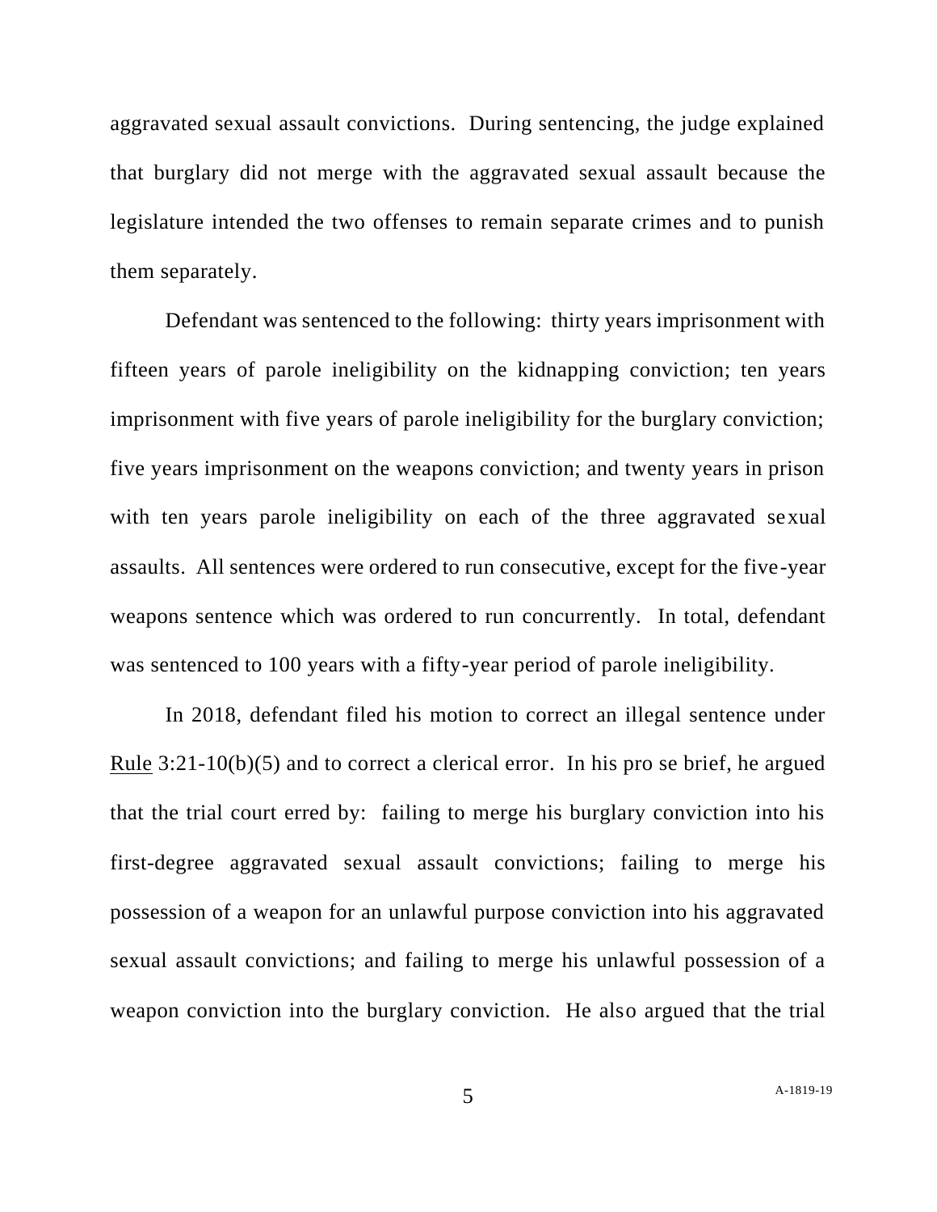aggravated sexual assault convictions. During sentencing, the judge explained that burglary did not merge with the aggravated sexual assault because the legislature intended the two offenses to remain separate crimes and to punish them separately.

Defendant was sentenced to the following: thirty years imprisonment with fifteen years of parole ineligibility on the kidnapping conviction; ten years imprisonment with five years of parole ineligibility for the burglary conviction; five years imprisonment on the weapons conviction; and twenty years in prison with ten years parole ineligibility on each of the three aggravated sexual assaults. All sentences were ordered to run consecutive, except for the five-year weapons sentence which was ordered to run concurrently. In total, defendant was sentenced to 100 years with a fifty-year period of parole ineligibility.

In 2018, defendant filed his motion to correct an illegal sentence under Rule 3:21-10(b)(5) and to correct a clerical error. In his pro se brief, he argued that the trial court erred by: failing to merge his burglary conviction into his first-degree aggravated sexual assault convictions; failing to merge his possession of a weapon for an unlawful purpose conviction into his aggravated sexual assault convictions; and failing to merge his unlawful possession of a weapon conviction into the burglary conviction. He also argued that the trial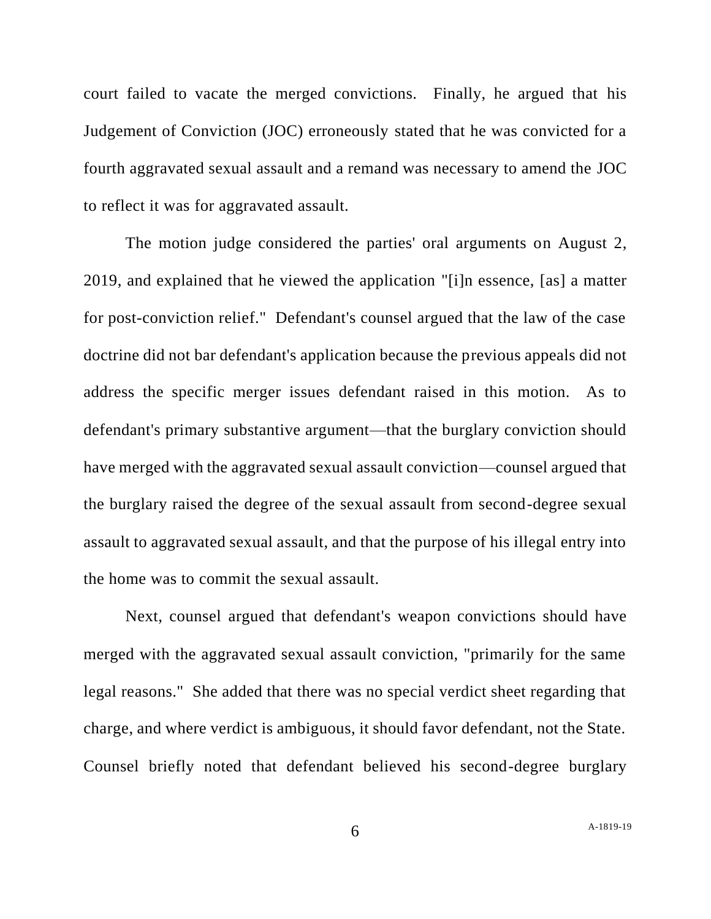court failed to vacate the merged convictions. Finally, he argued that his Judgement of Conviction (JOC) erroneously stated that he was convicted for a fourth aggravated sexual assault and a remand was necessary to amend the JOC to reflect it was for aggravated assault.

The motion judge considered the parties' oral arguments on August 2, 2019, and explained that he viewed the application "[i]n essence, [as] a matter for post-conviction relief." Defendant's counsel argued that the law of the case doctrine did not bar defendant's application because the previous appeals did not address the specific merger issues defendant raised in this motion. As to defendant's primary substantive argument—that the burglary conviction should have merged with the aggravated sexual assault conviction—counsel argued that the burglary raised the degree of the sexual assault from second-degree sexual assault to aggravated sexual assault, and that the purpose of his illegal entry into the home was to commit the sexual assault.

Next, counsel argued that defendant's weapon convictions should have merged with the aggravated sexual assault conviction, "primarily for the same legal reasons." She added that there was no special verdict sheet regarding that charge, and where verdict is ambiguous, it should favor defendant, not the State. Counsel briefly noted that defendant believed his second-degree burglary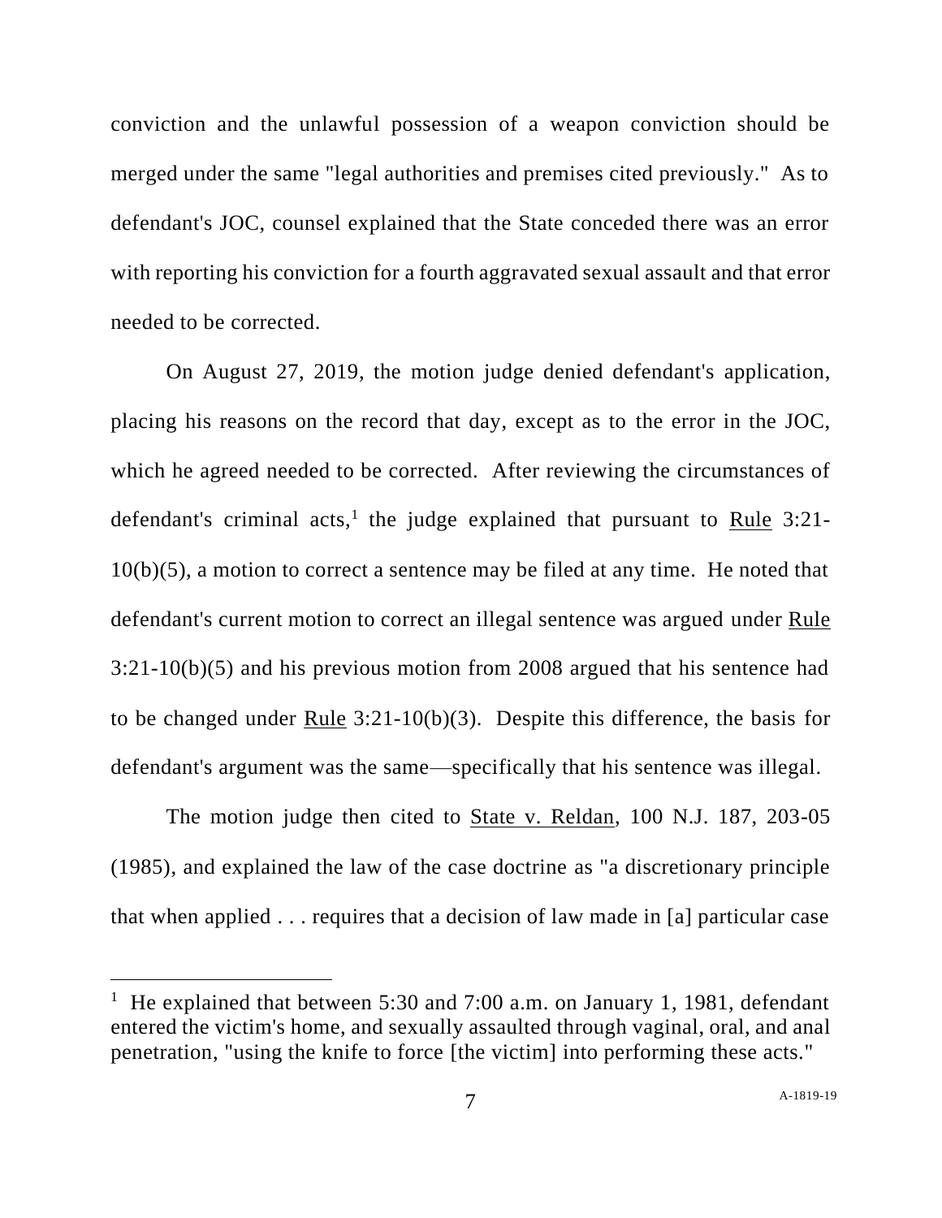conviction and the unlawful possession of a weapon conviction should be merged under the same "legal authorities and premises cited previously." As to defendant's JOC, counsel explained that the State conceded there was an error with reporting his conviction for a fourth aggravated sexual assault and that error needed to be corrected.

On August 27, 2019, the motion judge denied defendant's application, placing his reasons on the record that day, except as to the error in the JOC, which he agreed needed to be corrected. After reviewing the circumstances of defendant's criminal acts,[1] the judge explained that pursuant to Rule 3:21-10(b)(5), a motion to correct a sentence may be filed at any time. He noted that defendant's current motion to correct an illegal sentence was argued under Rule 3:21-10(b)(5) and his previous motion from 2008 argued that his sentence had to be changed under Rule 3:21-10(b)(3). Despite this difference, the basis for defendant's argument was the same—specifically that his sentence was illegal.

The motion judge then cited to State v. Reldan, 100 N.J. 187, 203-05 (1985), and explained the law of the case doctrine as "a discretionary principle that when applied . . . requires that a decision of law made in [a] particular case

[1] He explained that between 5:30 and 7:00 a.m. on January 1, 1981, defendant entered the victim's home, and sexually assaulted through vaginal, oral, and anal penetration, "using the knife to force [the victim] into performing these acts."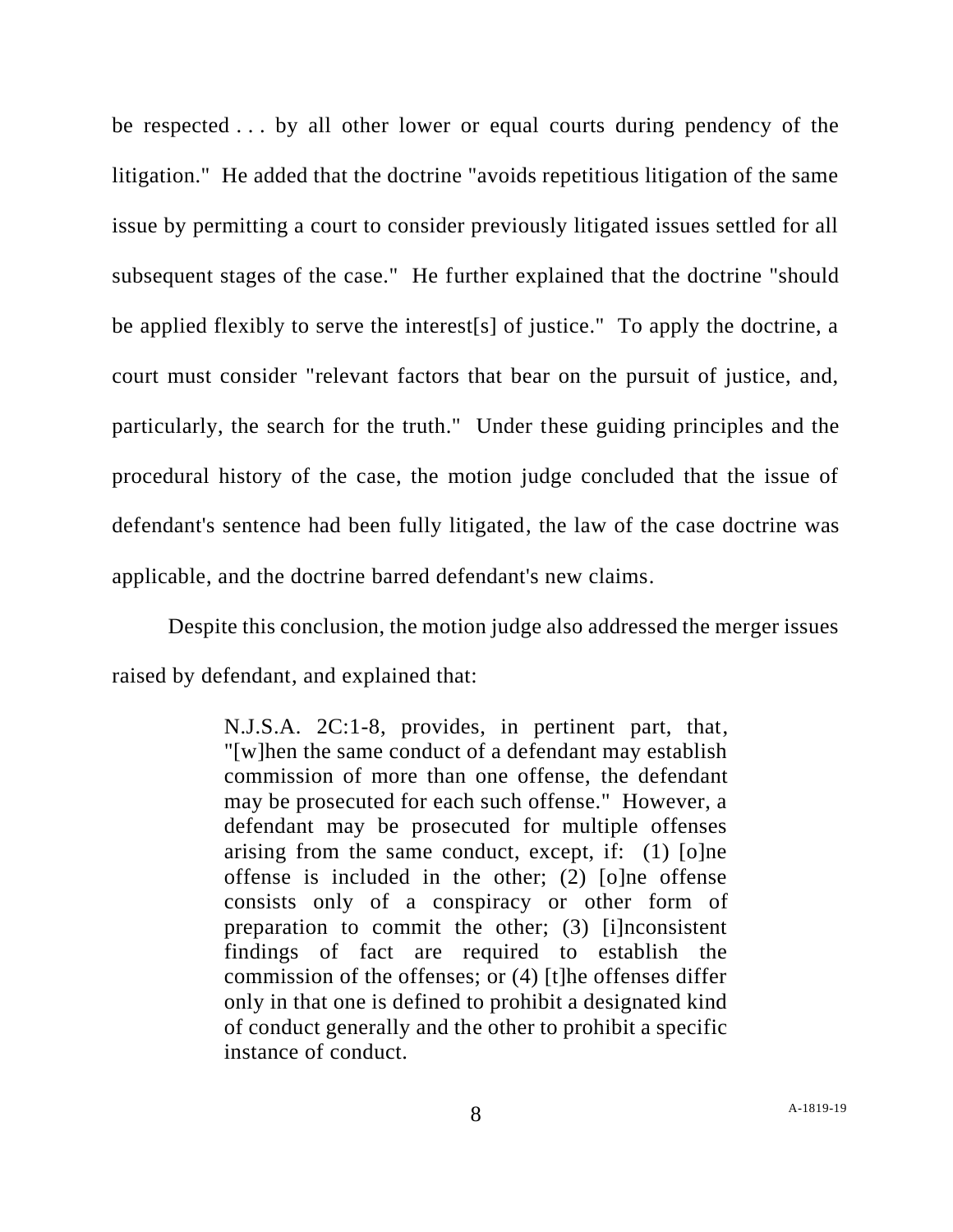be respected . . . by all other lower or equal courts during pendency of the litigation." He added that the doctrine "avoids repetitious litigation of the same issue by permitting a court to consider previously litigated issues settled for all subsequent stages of the case." He further explained that the doctrine "should be applied flexibly to serve the interest[s] of justice." To apply the doctrine, a court must consider "relevant factors that bear on the pursuit of justice, and, particularly, the search for the truth." Under these guiding principles and the procedural history of the case, the motion judge concluded that the issue of defendant's sentence had been fully litigated, the law of the case doctrine was applicable, and the doctrine barred defendant's new claims.

Despite this conclusion, the motion judge also addressed the merger issues raised by defendant, and explained that:

> N.J.S.A. 2C:1-8, provides, in pertinent part, that, "[w]hen the same conduct of a defendant may establish commission of more than one offense, the defendant may be prosecuted for each such offense." However, a defendant may be prosecuted for multiple offenses arising from the same conduct, except, if: (1) [o]ne offense is included in the other; (2) [o]ne offense consists only of a conspiracy or other form of preparation to commit the other; (3) [i]nconsistent findings of fact are required to establish the commission of the offenses; or (4) [t]he offenses differ only in that one is defined to prohibit a designated kind of conduct generally and the other to prohibit a specific instance of conduct.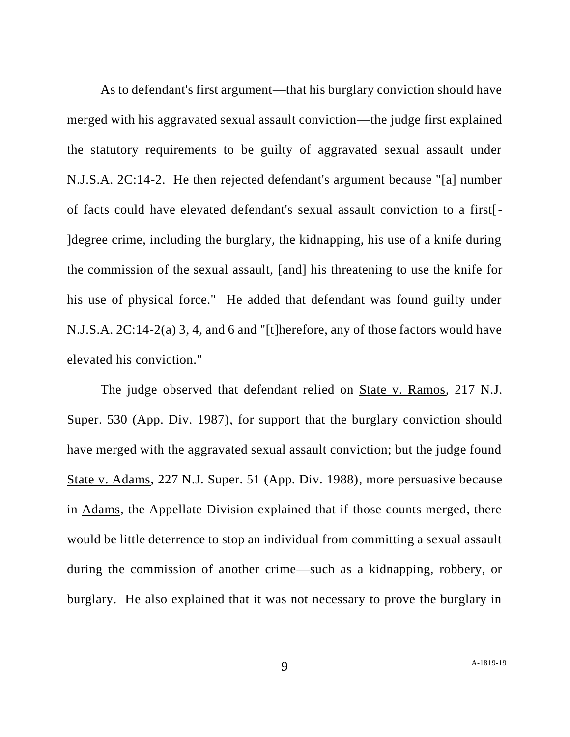As to defendant's first argument—that his burglary conviction should have merged with his aggravated sexual assault conviction—the judge first explained the statutory requirements to be guilty of aggravated sexual assault under N.J.S.A. 2C:14-2. He then rejected defendant's argument because "[a] number of facts could have elevated defendant's sexual assault conviction to a first[-]degree crime, including the burglary, the kidnapping, his use of a knife during the commission of the sexual assault, [and] his threatening to use the knife for his use of physical force." He added that defendant was found guilty under N.J.S.A. 2C:14-2(a) 3, 4, and 6 and "[t]herefore, any of those factors would have elevated his conviction."

The judge observed that defendant relied on State v. Ramos, 217 N.J. Super. 530 (App. Div. 1987), for support that the burglary conviction should have merged with the aggravated sexual assault conviction; but the judge found State v. Adams, 227 N.J. Super. 51 (App. Div. 1988), more persuasive because in Adams, the Appellate Division explained that if those counts merged, there would be little deterrence to stop an individual from committing a sexual assault during the commission of another crime—such as a kidnapping, robbery, or burglary. He also explained that it was not necessary to prove the burglary in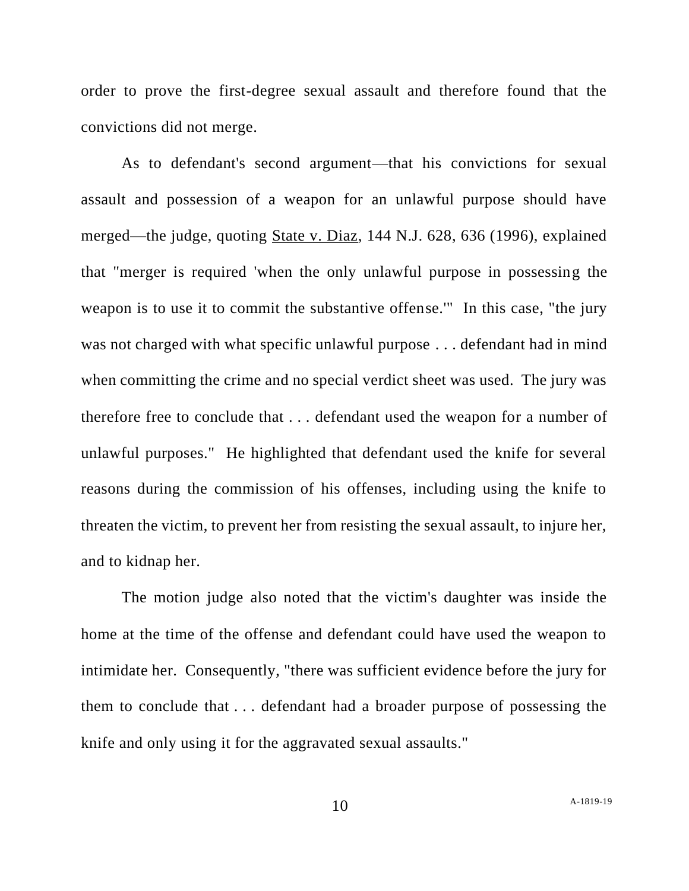order to prove the first-degree sexual assault and therefore found that the convictions did not merge.

As to defendant's second argument—that his convictions for sexual assault and possession of a weapon for an unlawful purpose should have merged—the judge, quoting State v. Diaz, 144 N.J. 628, 636 (1996), explained that "merger is required 'when the only unlawful purpose in possessing the weapon is to use it to commit the substantive offense.'" In this case, "the jury was not charged with what specific unlawful purpose . . . defendant had in mind when committing the crime and no special verdict sheet was used. The jury was therefore free to conclude that . . . defendant used the weapon for a number of unlawful purposes." He highlighted that defendant used the knife for several reasons during the commission of his offenses, including using the knife to threaten the victim, to prevent her from resisting the sexual assault, to injure her, and to kidnap her.

The motion judge also noted that the victim's daughter was inside the home at the time of the offense and defendant could have used the weapon to intimidate her. Consequently, "there was sufficient evidence before the jury for them to conclude that . . . defendant had a broader purpose of possessing the knife and only using it for the aggravated sexual assaults."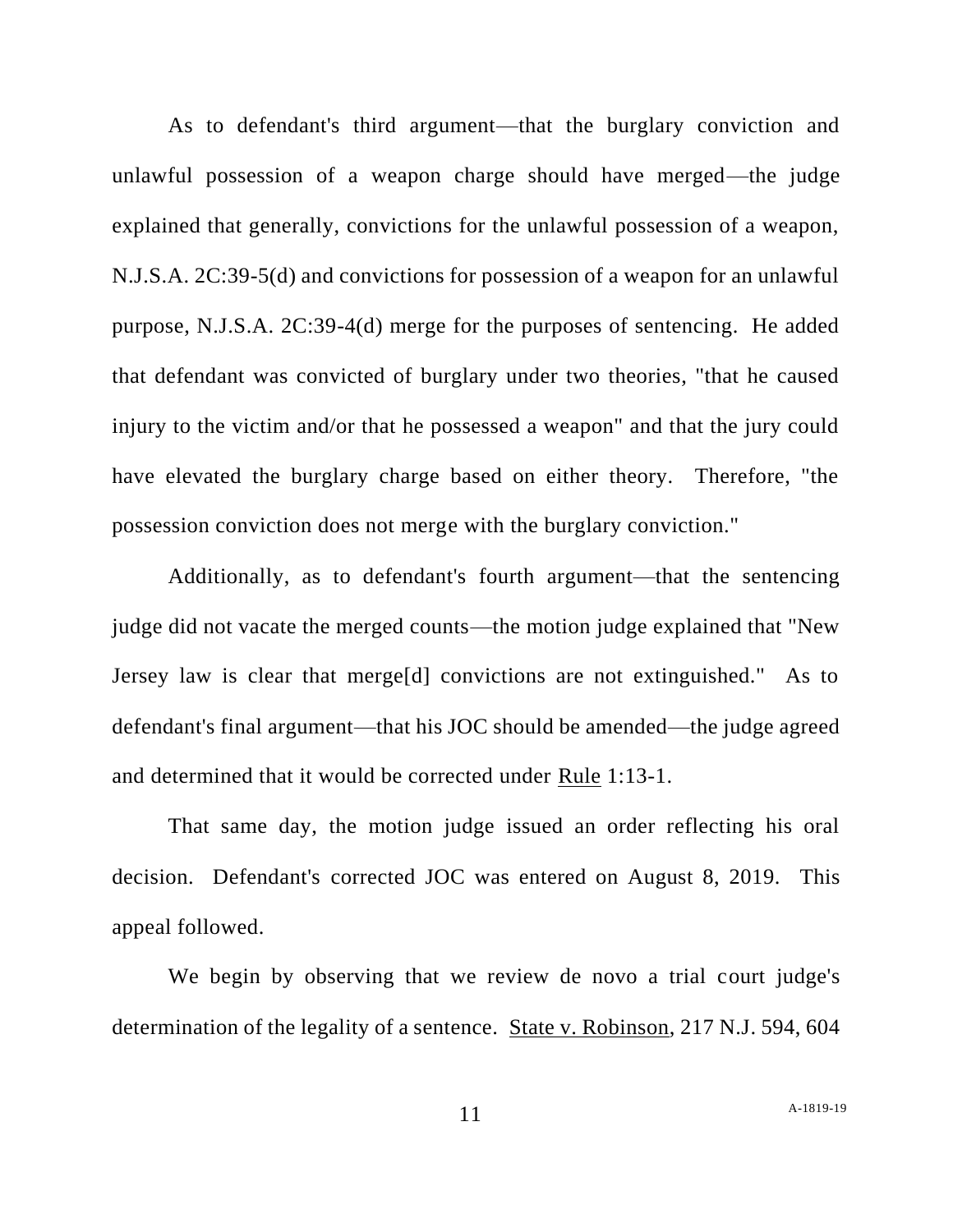As to defendant's third argument—that the burglary conviction and unlawful possession of a weapon charge should have merged—the judge explained that generally, convictions for the unlawful possession of a weapon, N.J.S.A. 2C:39-5(d) and convictions for possession of a weapon for an unlawful purpose, N.J.S.A. 2C:39-4(d) merge for the purposes of sentencing. He added that defendant was convicted of burglary under two theories, "that he caused injury to the victim and/or that he possessed a weapon" and that the jury could have elevated the burglary charge based on either theory. Therefore, "the possession conviction does not merge with the burglary conviction."

Additionally, as to defendant's fourth argument—that the sentencing judge did not vacate the merged counts—the motion judge explained that "New Jersey law is clear that merge[d] convictions are not extinguished." As to defendant's final argument—that his JOC should be amended—the judge agreed and determined that it would be corrected under Rule 1:13-1.

That same day, the motion judge issued an order reflecting his oral decision. Defendant's corrected JOC was entered on August 8, 2019. This appeal followed.

We begin by observing that we review de novo a trial court judge's determination of the legality of a sentence. State v. Robinson, 217 N.J. 594, 604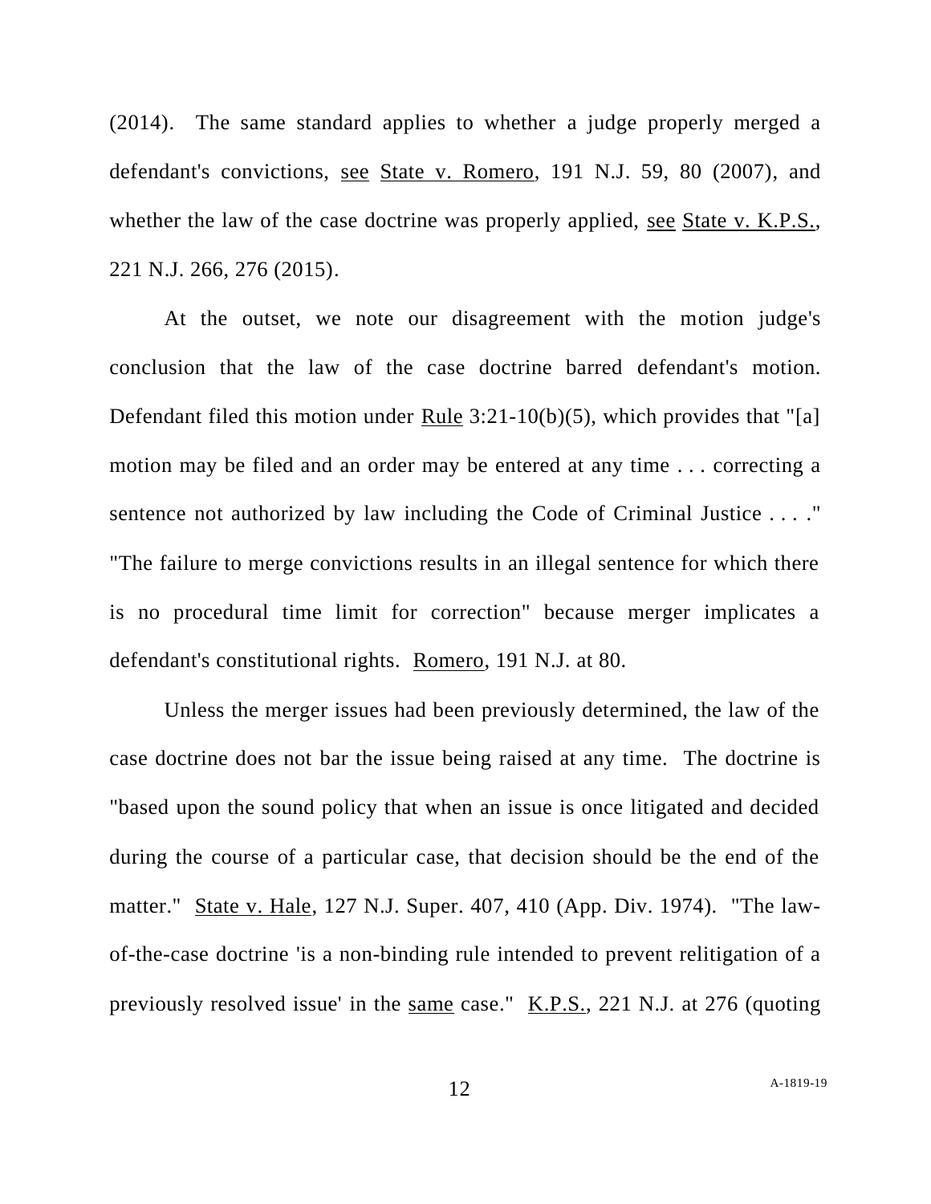(2014). The same standard applies to whether a judge properly merged a defendant's convictions, see State v. Romero, 191 N.J. 59, 80 (2007), and whether the law of the case doctrine was properly applied, see State v. K.P.S., 221 N.J. 266, 276 (2015).

At the outset, we note our disagreement with the motion judge's conclusion that the law of the case doctrine barred defendant's motion. Defendant filed this motion under Rule 3:21-10(b)(5), which provides that "[a] motion may be filed and an order may be entered at any time . . . correcting a sentence not authorized by law including the Code of Criminal Justice . . . ." "The failure to merge convictions results in an illegal sentence for which there is no procedural time limit for correction" because merger implicates a defendant's constitutional rights. Romero, 191 N.J. at 80.

Unless the merger issues had been previously determined, the law of the case doctrine does not bar the issue being raised at any time. The doctrine is "based upon the sound policy that when an issue is once litigated and decided during the course of a particular case, that decision should be the end of the matter." State v. Hale, 127 N.J. Super. 407, 410 (App. Div. 1974). "The law-of-the-case doctrine 'is a non-binding rule intended to prevent relitigation of a previously resolved issue' in the same case." K.P.S., 221 N.J. at 276 (quoting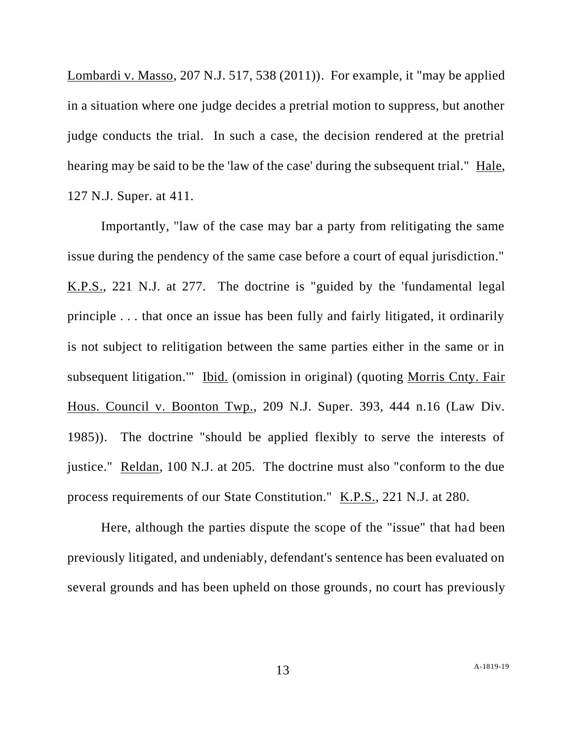Lombardi v. Masso, 207 N.J. 517, 538 (2011)). For example, it "may be applied in a situation where one judge decides a pretrial motion to suppress, but another judge conducts the trial. In such a case, the decision rendered at the pretrial hearing may be said to be the 'law of the case' during the subsequent trial." Hale, 127 N.J. Super. at 411.

Importantly, "law of the case may bar a party from relitigating the same issue during the pendency of the same case before a court of equal jurisdiction." K.P.S., 221 N.J. at 277. The doctrine is "guided by the 'fundamental legal principle . . . that once an issue has been fully and fairly litigated, it ordinarily is not subject to relitigation between the same parties either in the same or in subsequent litigation.'" Ibid. (omission in original) (quoting Morris Cnty. Fair Hous. Council v. Boonton Twp., 209 N.J. Super. 393, 444 n.16 (Law Div. 1985)). The doctrine "should be applied flexibly to serve the interests of justice." Reldan, 100 N.J. at 205. The doctrine must also "conform to the due process requirements of our State Constitution." K.P.S., 221 N.J. at 280.

Here, although the parties dispute the scope of the "issue" that had been previously litigated, and undeniably, defendant's sentence has been evaluated on several grounds and has been upheld on those grounds, no court has previously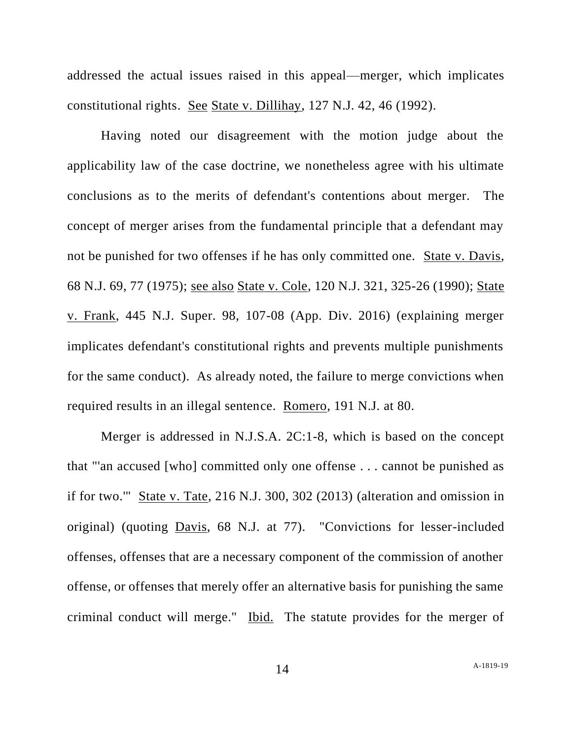addressed the actual issues raised in this appeal—merger, which implicates constitutional rights. See State v. Dillihay, 127 N.J. 42, 46 (1992).

Having noted our disagreement with the motion judge about the applicability law of the case doctrine, we nonetheless agree with his ultimate conclusions as to the merits of defendant's contentions about merger. The concept of merger arises from the fundamental principle that a defendant may not be punished for two offenses if he has only committed one. State v. Davis, 68 N.J. 69, 77 (1975); see also State v. Cole, 120 N.J. 321, 325-26 (1990); State v. Frank, 445 N.J. Super. 98, 107-08 (App. Div. 2016) (explaining merger implicates defendant's constitutional rights and prevents multiple punishments for the same conduct). As already noted, the failure to merge convictions when required results in an illegal sentence. Romero, 191 N.J. at 80.

Merger is addressed in N.J.S.A. 2C:1-8, which is based on the concept that "'an accused [who] committed only one offense . . . cannot be punished as if for two.'" State v. Tate, 216 N.J. 300, 302 (2013) (alteration and omission in original) (quoting Davis, 68 N.J. at 77). "Convictions for lesser-included offenses, offenses that are a necessary component of the commission of another offense, or offenses that merely offer an alternative basis for punishing the same criminal conduct will merge." Ibid. The statute provides for the merger of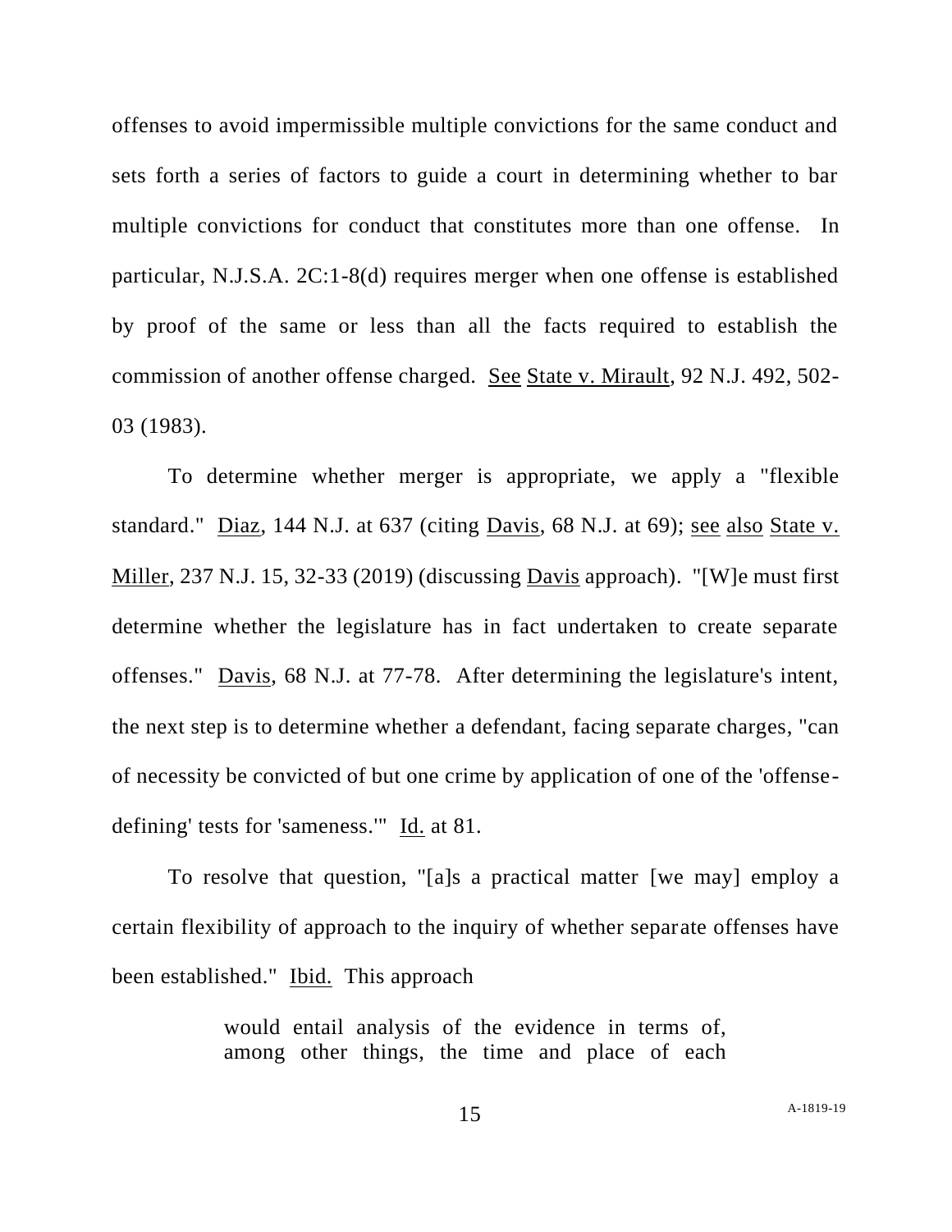offenses to avoid impermissible multiple convictions for the same conduct and sets forth a series of factors to guide a court in determining whether to bar multiple convictions for conduct that constitutes more than one offense. In particular, N.J.S.A. 2C:1-8(d) requires merger when one offense is established by proof of the same or less than all the facts required to establish the commission of another offense charged. See State v. Mirault, 92 N.J. 492, 502-03 (1983).

To determine whether merger is appropriate, we apply a "flexible standard." Diaz, 144 N.J. at 637 (citing Davis, 68 N.J. at 69); see also State v. Miller, 237 N.J. 15, 32-33 (2019) (discussing Davis approach). "[W]e must first determine whether the legislature has in fact undertaken to create separate offenses." Davis, 68 N.J. at 77-78. After determining the legislature's intent, the next step is to determine whether a defendant, facing separate charges, "can of necessity be convicted of but one crime by application of one of the 'offense-defining' tests for 'sameness.'" Id. at 81.

To resolve that question, "[a]s a practical matter [we may] employ a certain flexibility of approach to the inquiry of whether separate offenses have been established." Ibid. This approach

> would entail analysis of the evidence in terms of, among other things, the time and place of each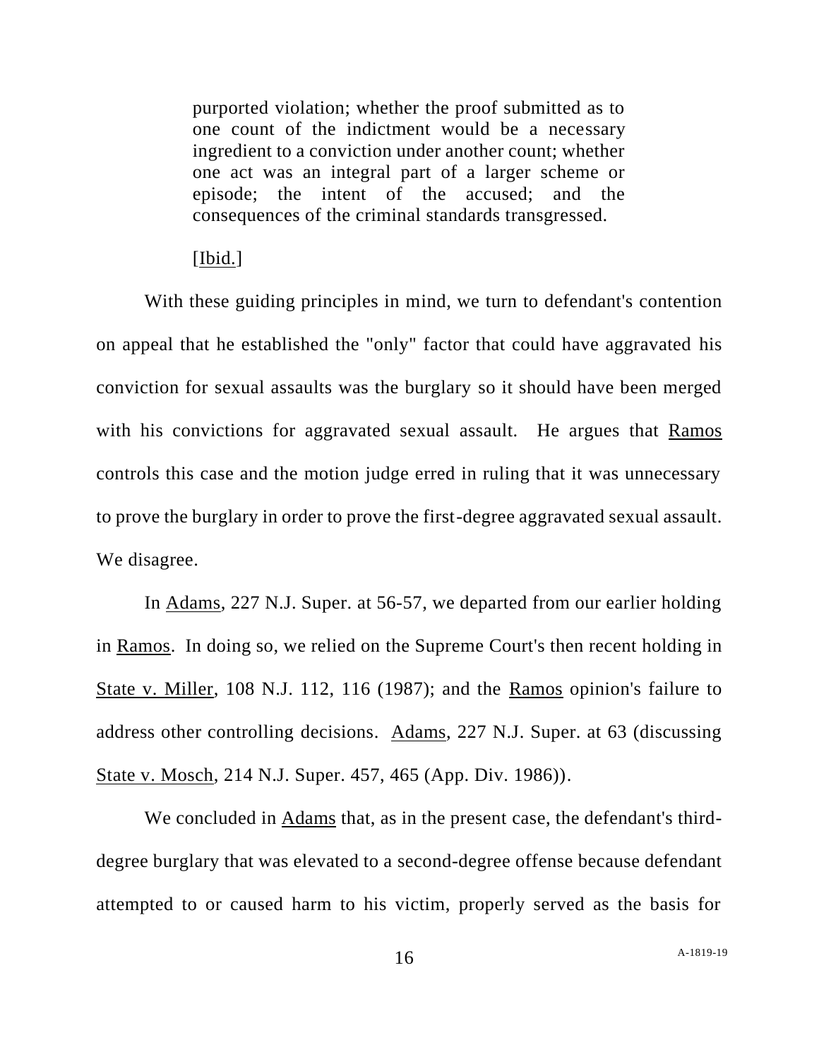> purported violation; whether the proof submitted as to one count of the indictment would be a necessary ingredient to a conviction under another count; whether one act was an integral part of a larger scheme or episode; the intent of the accused; and the consequences of the criminal standards transgressed.
>
> [Ibid.]

With these guiding principles in mind, we turn to defendant's contention on appeal that he established the "only" factor that could have aggravated his conviction for sexual assaults was the burglary so it should have been merged with his convictions for aggravated sexual assault. He argues that Ramos controls this case and the motion judge erred in ruling that it was unnecessary to prove the burglary in order to prove the first-degree aggravated sexual assault. We disagree.

In Adams, 227 N.J. Super. at 56-57, we departed from our earlier holding in Ramos. In doing so, we relied on the Supreme Court's then recent holding in State v. Miller, 108 N.J. 112, 116 (1987); and the Ramos opinion's failure to address other controlling decisions. Adams, 227 N.J. Super. at 63 (discussing State v. Mosch, 214 N.J. Super. 457, 465 (App. Div. 1986)).

We concluded in Adams that, as in the present case, the defendant's third-degree burglary that was elevated to a second-degree offense because defendant attempted to or caused harm to his victim, properly served as the basis for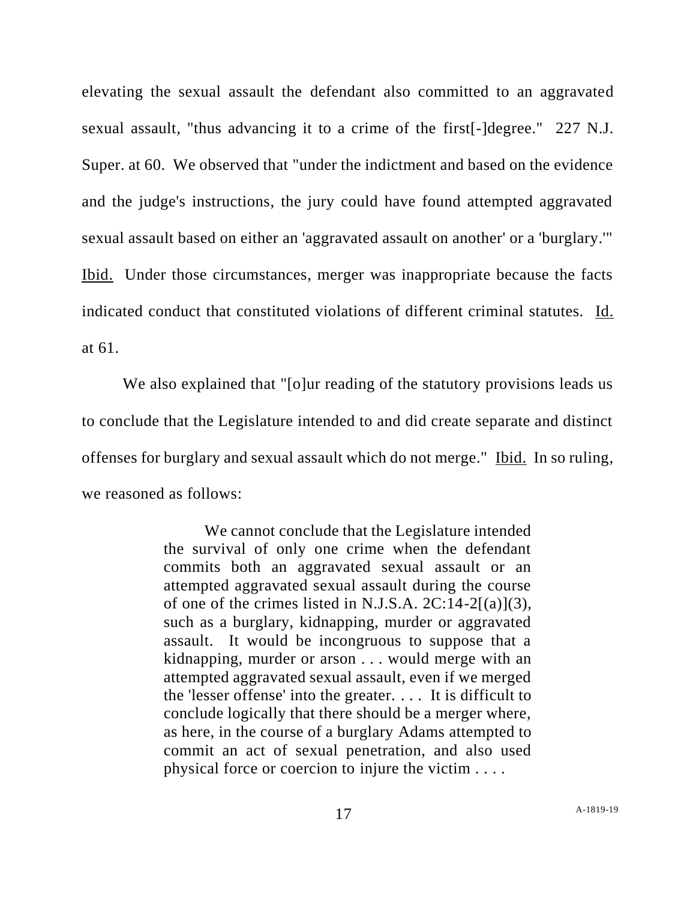elevating the sexual assault the defendant also committed to an aggravated sexual assault, "thus advancing it to a crime of the first[-]degree." 227 N.J. Super. at 60. We observed that "under the indictment and based on the evidence and the judge's instructions, the jury could have found attempted aggravated sexual assault based on either an 'aggravated assault on another' or a 'burglary.'" Ibid. Under those circumstances, merger was inappropriate because the facts indicated conduct that constituted violations of different criminal statutes. Id. at 61.

We also explained that "[o]ur reading of the statutory provisions leads us to conclude that the Legislature intended to and did create separate and distinct offenses for burglary and sexual assault which do not merge." Ibid. In so ruling, we reasoned as follows:

> We cannot conclude that the Legislature intended the survival of only one crime when the defendant commits both an aggravated sexual assault or an attempted aggravated sexual assault during the course of one of the crimes listed in N.J.S.A. 2C:14-2[(a)](3), such as a burglary, kidnapping, murder or aggravated assault. It would be incongruous to suppose that a kidnapping, murder or arson . . . would merge with an attempted aggravated sexual assault, even if we merged the 'lesser offense' into the greater. . . . It is difficult to conclude logically that there should be a merger where, as here, in the course of a burglary Adams attempted to commit an act of sexual penetration, and also used physical force or coercion to injure the victim . . . .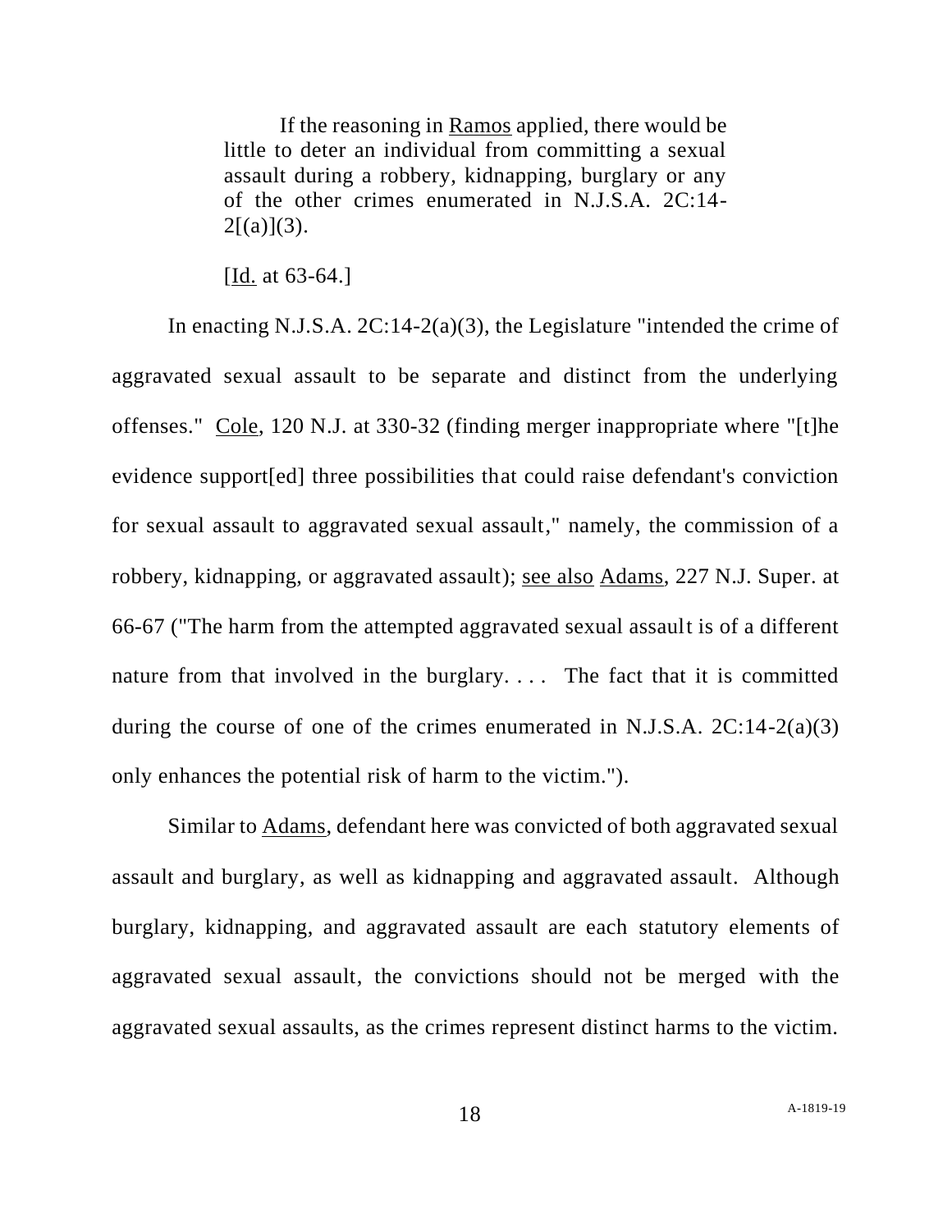> If the reasoning in Ramos applied, there would be little to deter an individual from committing a sexual assault during a robbery, kidnapping, burglary or any of the other crimes enumerated in N.J.S.A. 2C:14-2[(a)](3).
>
> [Id. at 63-64.]

In enacting N.J.S.A. 2C:14-2(a)(3), the Legislature "intended the crime of aggravated sexual assault to be separate and distinct from the underlying offenses." Cole, 120 N.J. at 330-32 (finding merger inappropriate where "[t]he evidence support[ed] three possibilities that could raise defendant's conviction for sexual assault to aggravated sexual assault," namely, the commission of a robbery, kidnapping, or aggravated assault); see also Adams, 227 N.J. Super. at 66-67 ("The harm from the attempted aggravated sexual assault is of a different nature from that involved in the burglary. . . . The fact that it is committed during the course of one of the crimes enumerated in N.J.S.A. 2C:14-2(a)(3) only enhances the potential risk of harm to the victim.").

Similar to Adams, defendant here was convicted of both aggravated sexual assault and burglary, as well as kidnapping and aggravated assault. Although burglary, kidnapping, and aggravated assault are each statutory elements of aggravated sexual assault, the convictions should not be merged with the aggravated sexual assaults, as the crimes represent distinct harms to the victim.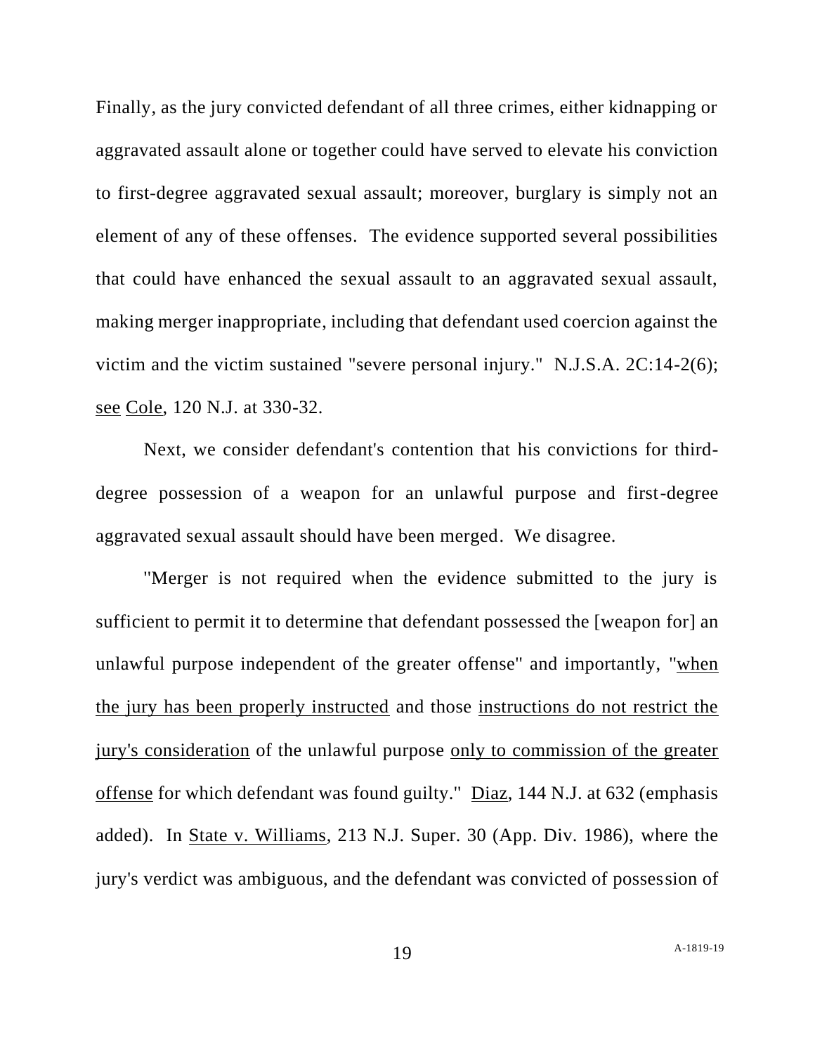Finally, as the jury convicted defendant of all three crimes, either kidnapping or aggravated assault alone or together could have served to elevate his conviction to first-degree aggravated sexual assault; moreover, burglary is simply not an element of any of these offenses. The evidence supported several possibilities that could have enhanced the sexual assault to an aggravated sexual assault, making merger inappropriate, including that defendant used coercion against the victim and the victim sustained "severe personal injury." N.J.S.A. 2C:14-2(6); see Cole, 120 N.J. at 330-32.

Next, we consider defendant's contention that his convictions for third-degree possession of a weapon for an unlawful purpose and first-degree aggravated sexual assault should have been merged. We disagree.

"Merger is not required when the evidence submitted to the jury is sufficient to permit it to determine that defendant possessed the [weapon for] an unlawful purpose independent of the greater offense" and importantly, "when the jury has been properly instructed and those instructions do not restrict the jury's consideration of the unlawful purpose only to commission of the greater offense for which defendant was found guilty." Diaz, 144 N.J. at 632 (emphasis added). In State v. Williams, 213 N.J. Super. 30 (App. Div. 1986), where the jury's verdict was ambiguous, and the defendant was convicted of possession of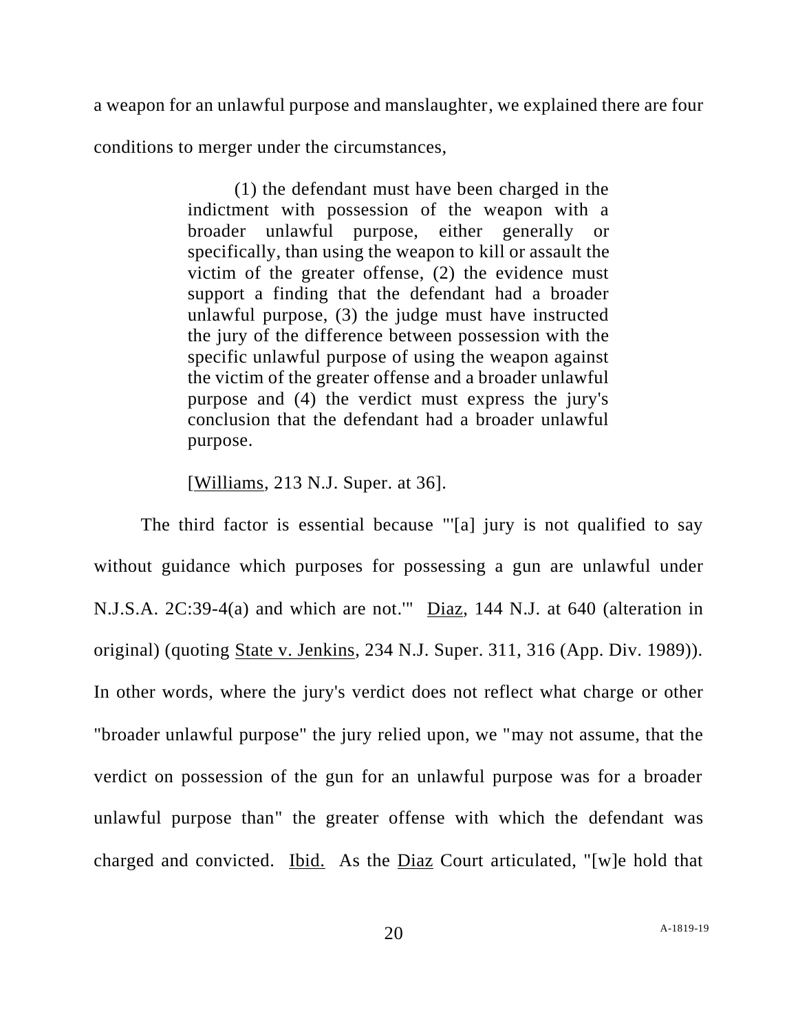a weapon for an unlawful purpose and manslaughter, we explained there are four conditions to merger under the circumstances,

> (1) the defendant must have been charged in the indictment with possession of the weapon with a broader unlawful purpose, either generally or specifically, than using the weapon to kill or assault the victim of the greater offense, (2) the evidence must support a finding that the defendant had a broader unlawful purpose, (3) the judge must have instructed the jury of the difference between possession with the specific unlawful purpose of using the weapon against the victim of the greater offense and a broader unlawful purpose and (4) the verdict must express the jury's conclusion that the defendant had a broader unlawful purpose.
>
> [Williams, 213 N.J. Super. at 36].

The third factor is essential because "'[a] jury is not qualified to say without guidance which purposes for possessing a gun are unlawful under N.J.S.A. 2C:39-4(a) and which are not.'" Diaz, 144 N.J. at 640 (alteration in original) (quoting State v. Jenkins, 234 N.J. Super. 311, 316 (App. Div. 1989)). In other words, where the jury's verdict does not reflect what charge or other "broader unlawful purpose" the jury relied upon, we "may not assume, that the verdict on possession of the gun for an unlawful purpose was for a broader unlawful purpose than" the greater offense with which the defendant was charged and convicted. Ibid. As the Diaz Court articulated, "[w]e hold that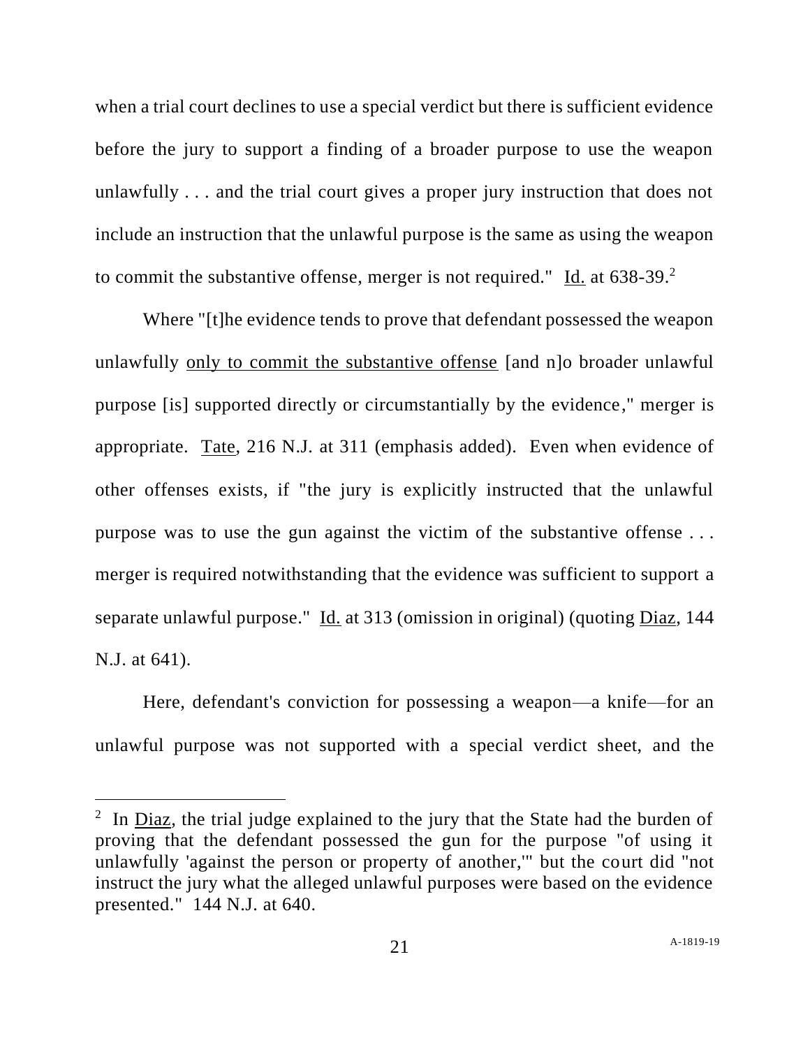when a trial court declines to use a special verdict but there is sufficient evidence before the jury to support a finding of a broader purpose to use the weapon unlawfully . . . and the trial court gives a proper jury instruction that does not include an instruction that the unlawful purpose is the same as using the weapon to commit the substantive offense, merger is not required." Id. at 638-39.[2]

Where "[t]he evidence tends to prove that defendant possessed the weapon unlawfully only to commit the substantive offense [and n]o broader unlawful purpose [is] supported directly or circumstantially by the evidence," merger is appropriate. Tate, 216 N.J. at 311 (emphasis added). Even when evidence of other offenses exists, if "the jury is explicitly instructed that the unlawful purpose was to use the gun against the victim of the substantive offense . . . merger is required notwithstanding that the evidence was sufficient to support a separate unlawful purpose." Id. at 313 (omission in original) (quoting Diaz, 144 N.J. at 641).

Here, defendant's conviction for possessing a weapon—a knife—for an unlawful purpose was not supported with a special verdict sheet, and the

---

[2] In Diaz, the trial judge explained to the jury that the State had the burden of proving that the defendant possessed the gun for the purpose "of using it unlawfully 'against the person or property of another,'" but the court did "not instruct the jury what the alleged unlawful purposes were based on the evidence presented." 144 N.J. at 640.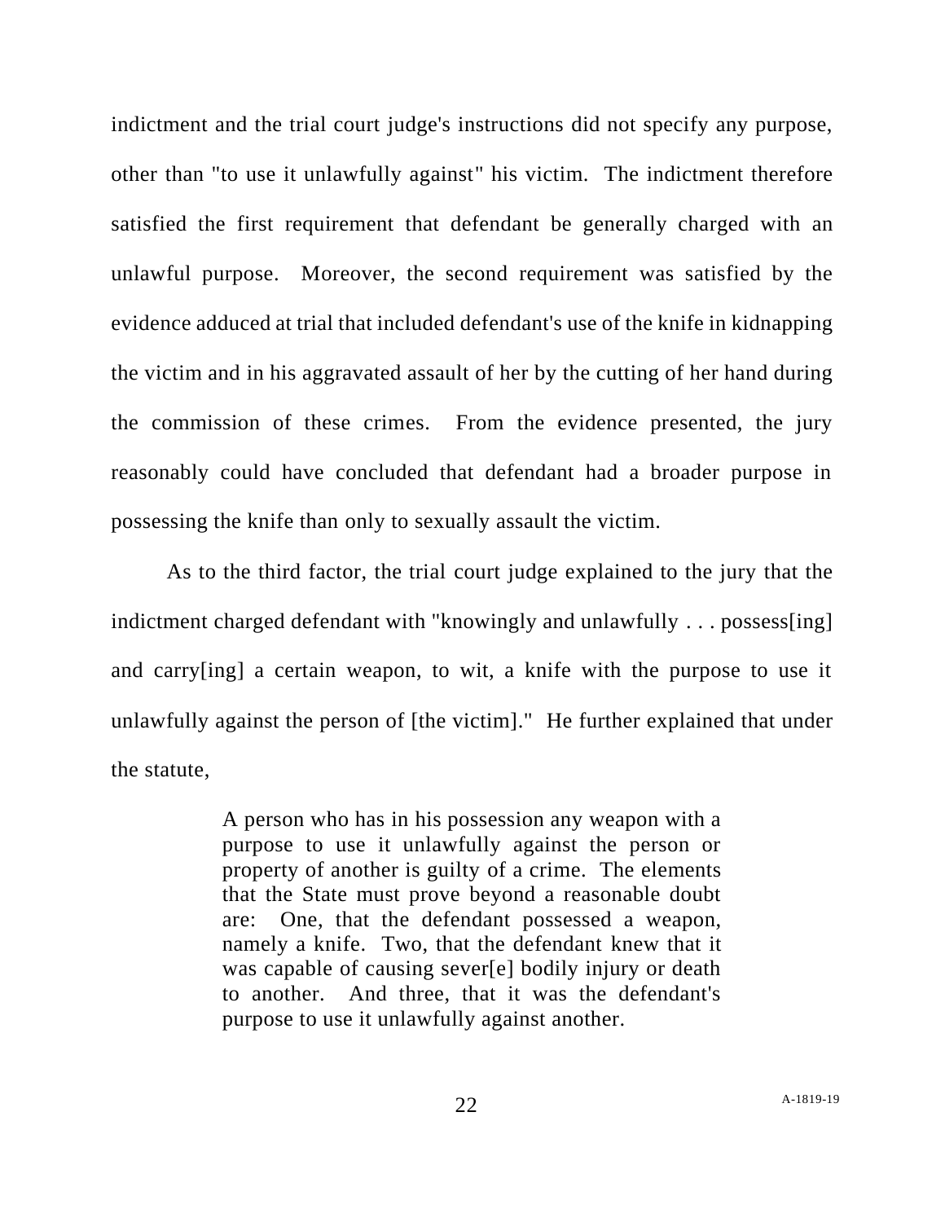indictment and the trial court judge's instructions did not specify any purpose, other than "to use it unlawfully against" his victim. The indictment therefore satisfied the first requirement that defendant be generally charged with an unlawful purpose. Moreover, the second requirement was satisfied by the evidence adduced at trial that included defendant's use of the knife in kidnapping the victim and in his aggravated assault of her by the cutting of her hand during the commission of these crimes. From the evidence presented, the jury reasonably could have concluded that defendant had a broader purpose in possessing the knife than only to sexually assault the victim.

As to the third factor, the trial court judge explained to the jury that the indictment charged defendant with "knowingly and unlawfully . . . possess[ing] and carry[ing] a certain weapon, to wit, a knife with the purpose to use it unlawfully against the person of [the victim]." He further explained that under the statute,

> A person who has in his possession any weapon with a purpose to use it unlawfully against the person or property of another is guilty of a crime. The elements that the State must prove beyond a reasonable doubt are: One, that the defendant possessed a weapon, namely a knife. Two, that the defendant knew that it was capable of causing sever[e] bodily injury or death to another. And three, that it was the defendant's purpose to use it unlawfully against another.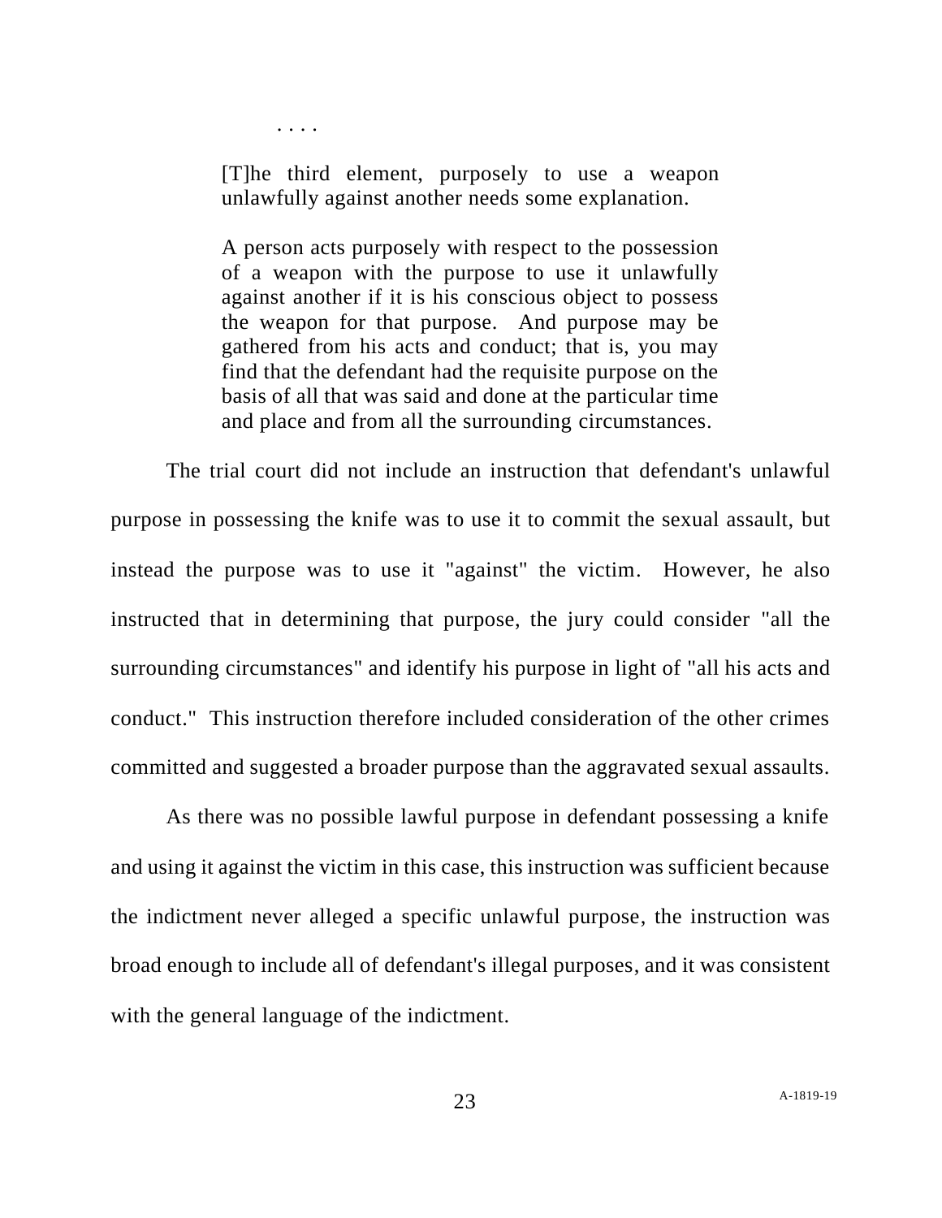> . . . .
>
> [T]he third element, purposely to use a weapon unlawfully against another needs some explanation.
>
> A person acts purposely with respect to the possession of a weapon with the purpose to use it unlawfully against another if it is his conscious object to possess the weapon for that purpose. And purpose may be gathered from his acts and conduct; that is, you may find that the defendant had the requisite purpose on the basis of all that was said and done at the particular time and place and from all the surrounding circumstances.

The trial court did not include an instruction that defendant's unlawful purpose in possessing the knife was to use it to commit the sexual assault, but instead the purpose was to use it "against" the victim. However, he also instructed that in determining that purpose, the jury could consider "all the surrounding circumstances" and identify his purpose in light of "all his acts and conduct." This instruction therefore included consideration of the other crimes committed and suggested a broader purpose than the aggravated sexual assaults.

As there was no possible lawful purpose in defendant possessing a knife and using it against the victim in this case, this instruction was sufficient because the indictment never alleged a specific unlawful purpose, the instruction was broad enough to include all of defendant's illegal purposes, and it was consistent with the general language of the indictment.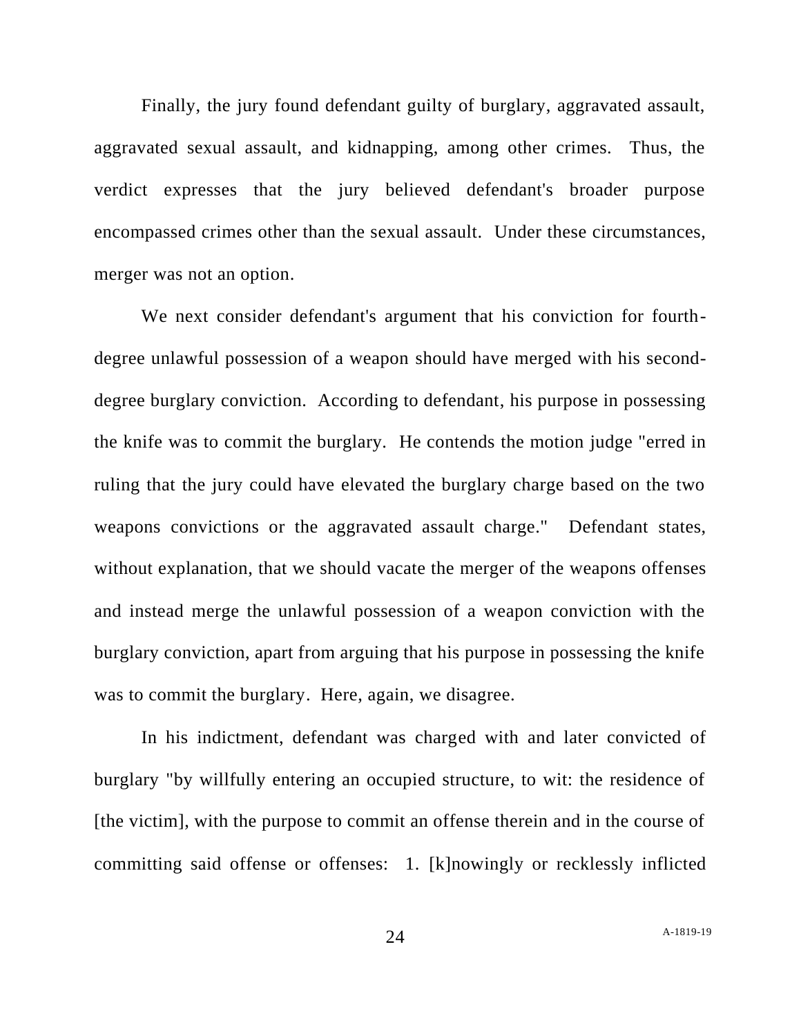Finally, the jury found defendant guilty of burglary, aggravated assault, aggravated sexual assault, and kidnapping, among other crimes. Thus, the verdict expresses that the jury believed defendant's broader purpose encompassed crimes other than the sexual assault. Under these circumstances, merger was not an option.

We next consider defendant's argument that his conviction for fourth-degree unlawful possession of a weapon should have merged with his second-degree burglary conviction. According to defendant, his purpose in possessing the knife was to commit the burglary. He contends the motion judge "erred in ruling that the jury could have elevated the burglary charge based on the two weapons convictions or the aggravated assault charge." Defendant states, without explanation, that we should vacate the merger of the weapons offenses and instead merge the unlawful possession of a weapon conviction with the burglary conviction, apart from arguing that his purpose in possessing the knife was to commit the burglary. Here, again, we disagree.

In his indictment, defendant was charged with and later convicted of burglary "by willfully entering an occupied structure, to wit: the residence of [the victim], with the purpose to commit an offense therein and in the course of committing said offense or offenses: 1. [k]nowingly or recklessly inflicted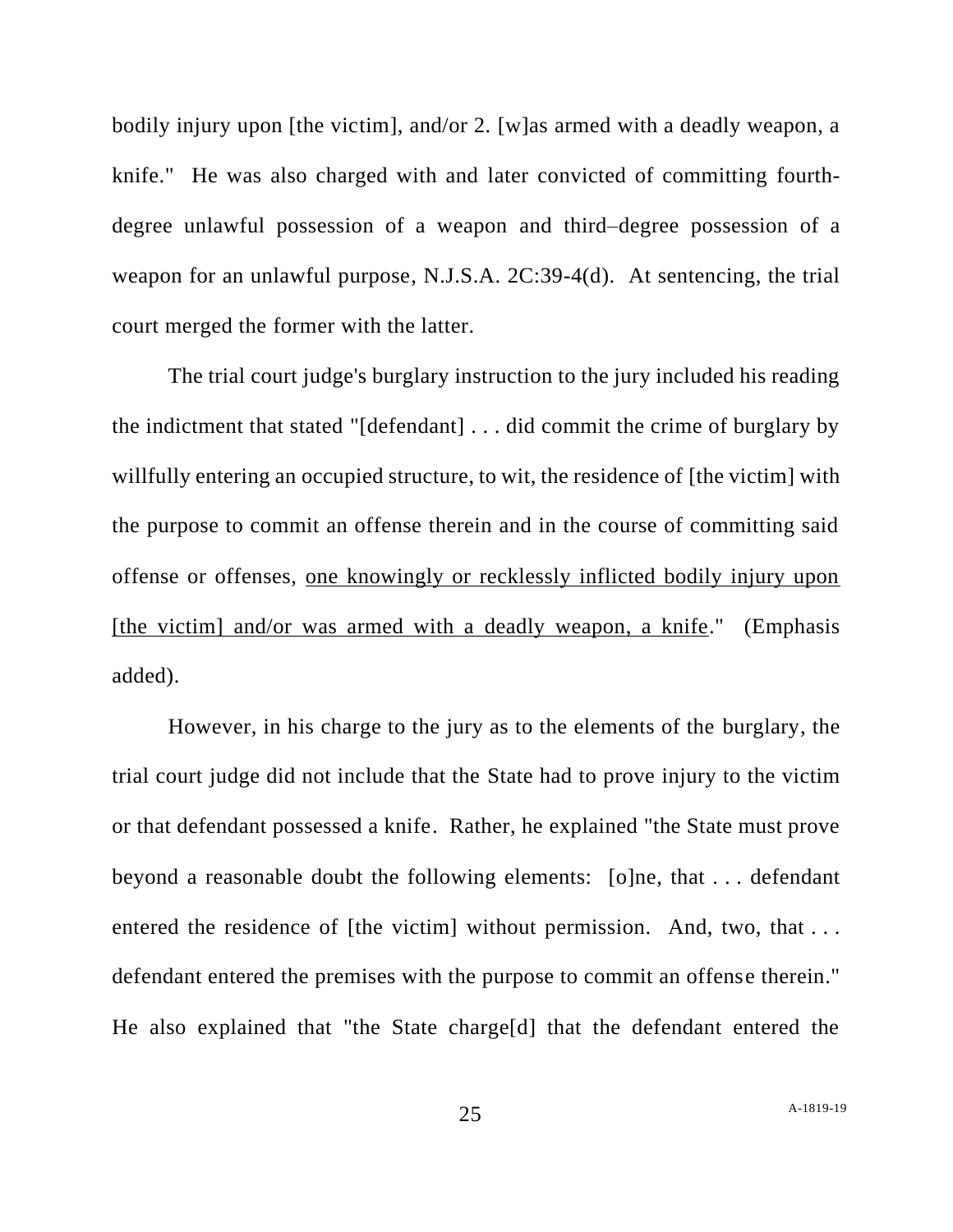bodily injury upon [the victim], and/or 2. [w]as armed with a deadly weapon, a knife." He was also charged with and later convicted of committing fourth-degree unlawful possession of a weapon and third–degree possession of a weapon for an unlawful purpose, N.J.S.A. 2C:39-4(d). At sentencing, the trial court merged the former with the latter.

The trial court judge's burglary instruction to the jury included his reading the indictment that stated "[defendant] . . . did commit the crime of burglary by willfully entering an occupied structure, to wit, the residence of [the victim] with the purpose to commit an offense therein and in the course of committing said offense or offenses, <u>one knowingly or recklessly inflicted bodily injury upon [the victim] and/or was armed with a deadly weapon, a knife</u>." (Emphasis added).

However, in his charge to the jury as to the elements of the burglary, the trial court judge did not include that the State had to prove injury to the victim or that defendant possessed a knife. Rather, he explained "the State must prove beyond a reasonable doubt the following elements: [o]ne, that . . . defendant entered the residence of [the victim] without permission. And, two, that . . . defendant entered the premises with the purpose to commit an offense therein." He also explained that "the State charge[d] that the defendant entered the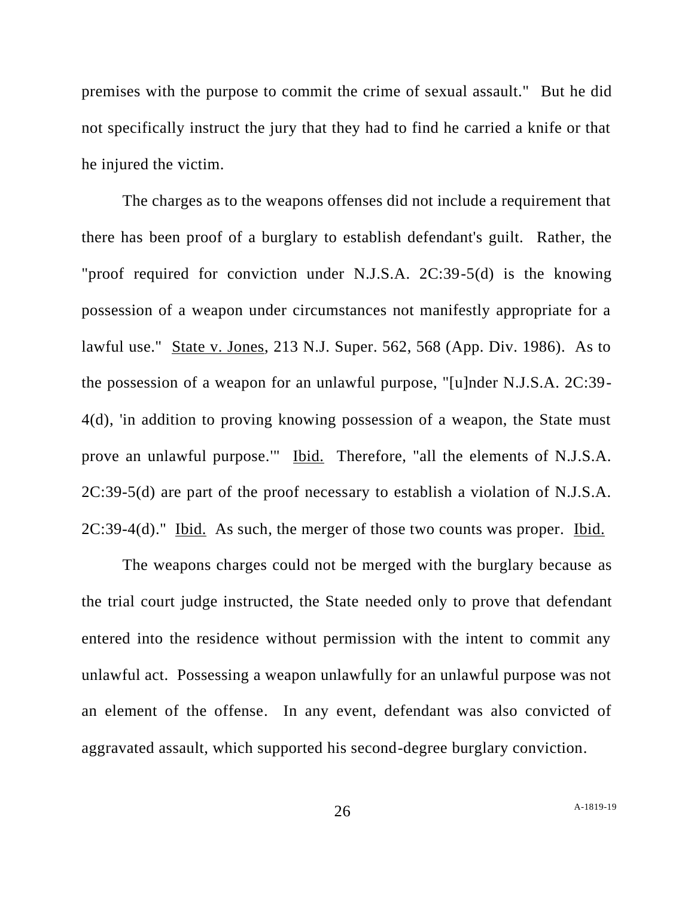premises with the purpose to commit the crime of sexual assault." But he did not specifically instruct the jury that they had to find he carried a knife or that he injured the victim.

The charges as to the weapons offenses did not include a requirement that there has been proof of a burglary to establish defendant's guilt. Rather, the "proof required for conviction under N.J.S.A. 2C:39-5(d) is the knowing possession of a weapon under circumstances not manifestly appropriate for a lawful use." State v. Jones, 213 N.J. Super. 562, 568 (App. Div. 1986). As to the possession of a weapon for an unlawful purpose, "[u]nder N.J.S.A. 2C:39-4(d), 'in addition to proving knowing possession of a weapon, the State must prove an unlawful purpose.'" Ibid. Therefore, "all the elements of N.J.S.A. 2C:39-5(d) are part of the proof necessary to establish a violation of N.J.S.A. 2C:39-4(d)." Ibid. As such, the merger of those two counts was proper. Ibid.

The weapons charges could not be merged with the burglary because as the trial court judge instructed, the State needed only to prove that defendant entered into the residence without permission with the intent to commit any unlawful act. Possessing a weapon unlawfully for an unlawful purpose was not an element of the offense. In any event, defendant was also convicted of aggravated assault, which supported his second-degree burglary conviction.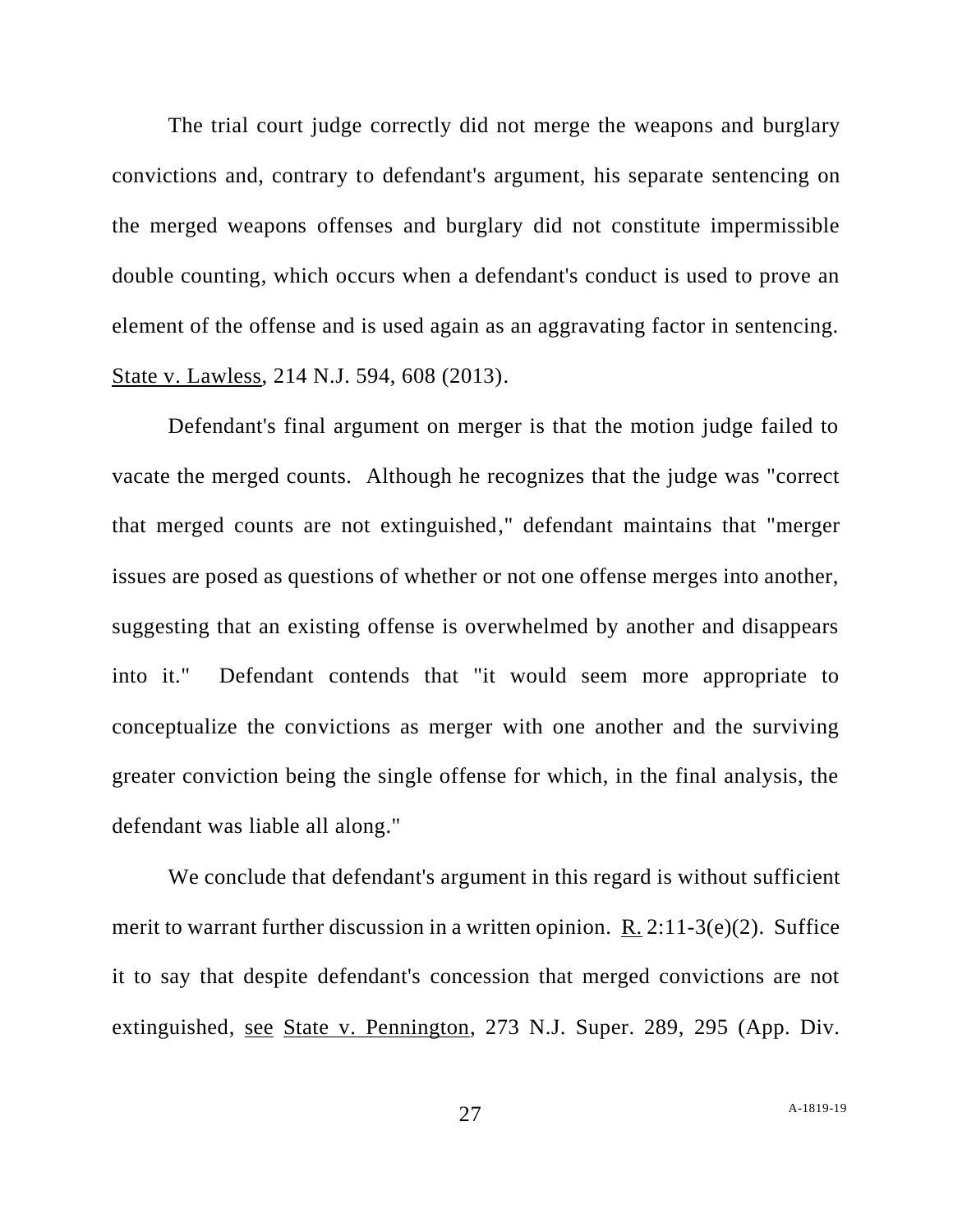The trial court judge correctly did not merge the weapons and burglary convictions and, contrary to defendant's argument, his separate sentencing on the merged weapons offenses and burglary did not constitute impermissible double counting, which occurs when a defendant's conduct is used to prove an element of the offense and is used again as an aggravating factor in sentencing. State v. Lawless, 214 N.J. 594, 608 (2013).

Defendant's final argument on merger is that the motion judge failed to vacate the merged counts. Although he recognizes that the judge was "correct that merged counts are not extinguished," defendant maintains that "merger issues are posed as questions of whether or not one offense merges into another, suggesting that an existing offense is overwhelmed by another and disappears into it." Defendant contends that "it would seem more appropriate to conceptualize the convictions as merger with one another and the surviving greater conviction being the single offense for which, in the final analysis, the defendant was liable all along."

We conclude that defendant's argument in this regard is without sufficient merit to warrant further discussion in a written opinion. R. 2:11-3(e)(2). Suffice it to say that despite defendant's concession that merged convictions are not extinguished, see State v. Pennington, 273 N.J. Super. 289, 295 (App. Div.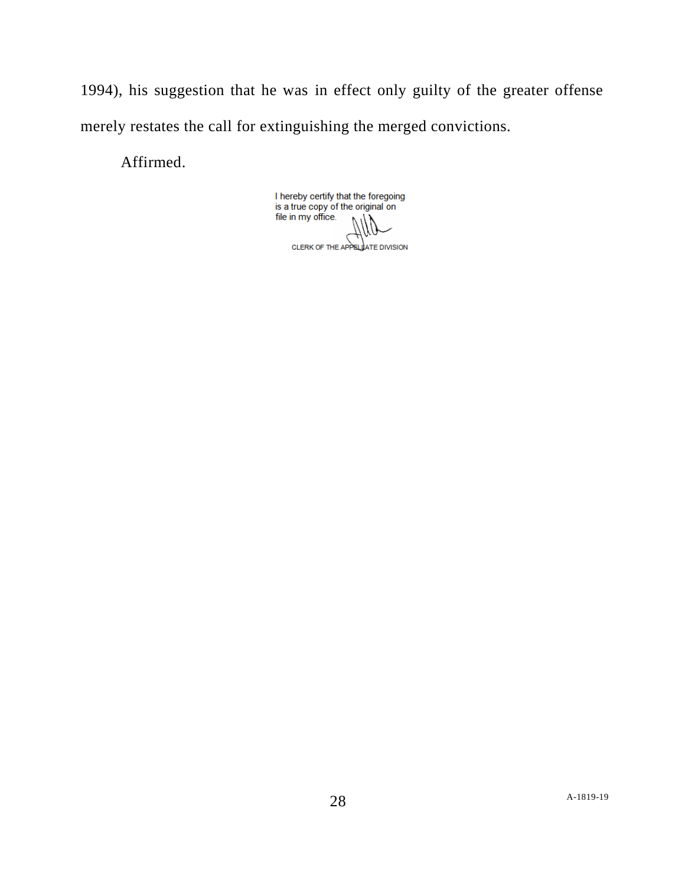1994), his suggestion that he was in effect only guilty of the greater offense merely restates the call for extinguishing the merged convictions.

Affirmed.

I hereby certify that the foregoing is a true copy of the original on file in my office.

CLERK OF THE APPELLATE DIVISION